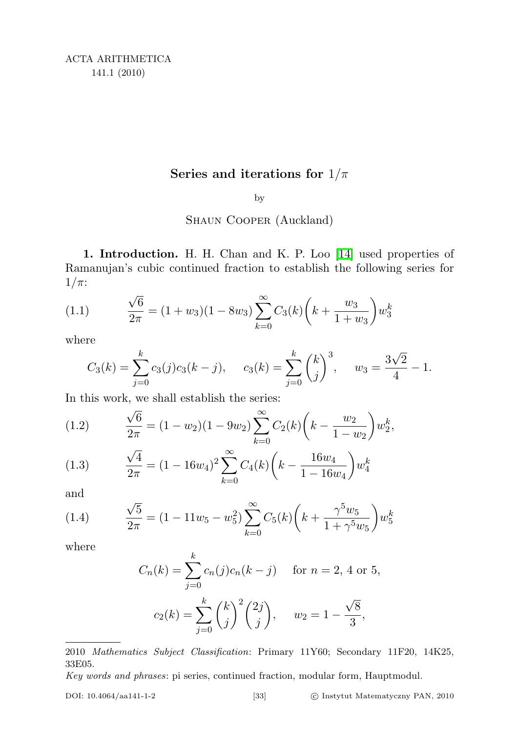# Series and iterations for $1/\pi$

by

Shaun Cooper (Auckland)

**1. Introduction.** H. H. Chan and K. P. Loo [14] used properties of Ramanujan's cubic continued fraction to establish the following series for $1/\pi$:

$$\frac{\sqrt{6}}{2\pi} = (1+w_3)(1-8w_3)\sum_{k=0}^{\infty} C_3(k)\biggl(k+\frac{w_3}{1+w_3}\biggr)w_3^k \tag{1.1}$$

where

$$C_3(k) = \sum_{j=0}^{k} c_3(j)c_3(k-j), \quad c_3(k) = \sum_{j=0}^{k}\binom{k}{j}^3, \quad w_3 = \frac{3\sqrt{2}}{4}-1.$$

In this work, we shall establish the series:

$$\frac{\sqrt{6}}{2\pi} = (1-w_2)(1-9w_2)\sum_{k=0}^{\infty} C_2(k)\biggl(k-\frac{w_2}{1-w_2}\biggr)w_2^k, \tag{1.2}$$

$$\frac{\sqrt{4}}{2\pi} = (1-16w_4)^2\sum_{k=0}^{\infty} C_4(k)\biggl(k-\frac{16w_4}{1-16w_4}\biggr)w_4^k \tag{1.3}$$

and

$$\frac{\sqrt{5}}{2\pi} = (1-11w_5-w_5^2)\sum_{k=0}^{\infty} C_5(k)\biggl(k+\frac{\gamma^5 w_5}{1+\gamma^5 w_5}\biggr)w_5^k \tag{1.4}$$

where

$$C_n(k) = \sum_{j=0}^{k} c_n(j)c_n(k-j) \quad \text{for } n=2,\ 4 \text{ or } 5,$$

$$c_2(k) = \sum_{j=0}^{k}\binom{k}{j}^2\binom{2j}{j}, \quad w_2 = 1-\frac{\sqrt{8}}{3},$$

---

2010 *Mathematics Subject Classification*: Primary 11Y60; Secondary 11F20, 14K25, 33E05.

*Key words and phrases*: pi series, continued fraction, modular form, Hauptmodul.

DOI: 10.4064/aa141-1-2 © Instytut Matematyczny PAN, 2010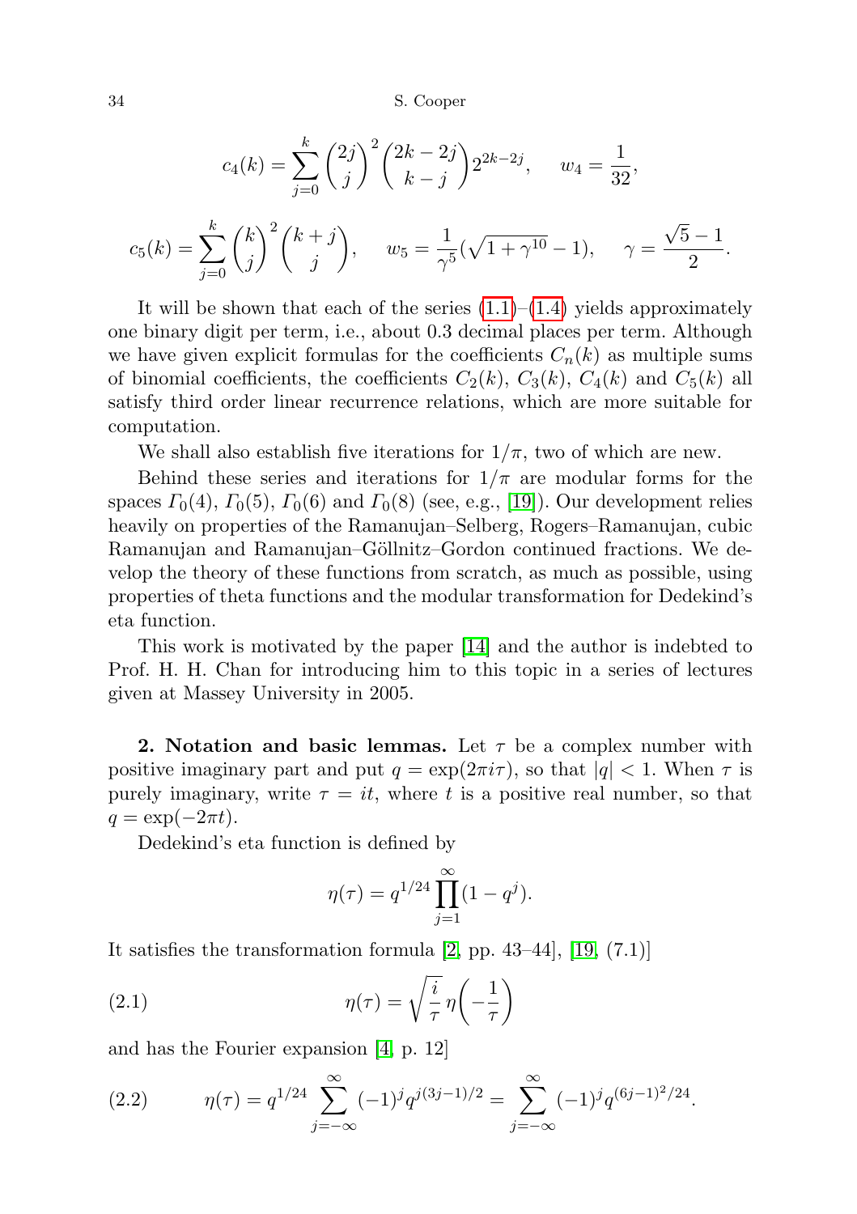$$c_4(k) = \sum_{j=0}^{k} \binom{2j}{j}^2 \binom{2k-2j}{k-j} 2^{2k-2j}, \qquad w_4 = \frac{1}{32},$$

$$c_5(k) = \sum_{j=0}^{k} \binom{k}{j}^2 \binom{k+j}{j}, \qquad w_5 = \frac{1}{\gamma^5}(\sqrt{1+\gamma^{10}} - 1), \qquad \gamma = \frac{\sqrt{5}-1}{2}.$$

It will be shown that each of the series (1.1)–(1.4) yields approximately one binary digit per term, i.e., about 0.3 decimal places per term. Although we have given explicit formulas for the coefficients $C_n(k)$ as multiple sums of binomial coefficients, the coefficients $C_2(k)$, $C_3(k)$, $C_4(k)$ and $C_5(k)$ all satisfy third order linear recurrence relations, which are more suitable for computation.

We shall also establish five iterations for $1/\pi$, two of which are new.

Behind these series and iterations for $1/\pi$ are modular forms for the spaces $\Gamma_0(4)$, $\Gamma_0(5)$, $\Gamma_0(6)$ and $\Gamma_0(8)$ (see, e.g., [19]). Our development relies heavily on properties of the Ramanujan–Selberg, Rogers–Ramanujan, cubic Ramanujan and Ramanujan–Göllnitz–Gordon continued fractions. We develop the theory of these functions from scratch, as much as possible, using properties of theta functions and the modular transformation for Dedekind's eta function.

This work is motivated by the paper [14] and the author is indebted to Prof. H. H. Chan for introducing him to this topic in a series of lectures given at Massey University in 2005.

**2. Notation and basic lemmas.** Let $\tau$ be a complex number with positive imaginary part and put $q = \exp(2\pi i\tau)$, so that $|q| < 1$. When $\tau$ is purely imaginary, write $\tau = it$, where $t$ is a positive real number, so that $q = \exp(-2\pi t)$.

Dedekind's eta function is defined by

$$\eta(\tau) = q^{1/24} \prod_{j=1}^{\infty} (1 - q^j).$$

It satisfies the transformation formula [2, pp. 43–44], [19, (7.1)]

$$\eta(\tau) = \sqrt{\frac{i}{\tau}}\, \eta\Big(-\frac{1}{\tau}\Big) \tag{2.1}$$

and has the Fourier expansion [4, p. 12]

$$\eta(\tau) = q^{1/24} \sum_{j=-\infty}^{\infty} (-1)^j q^{j(3j-1)/2} = \sum_{j=-\infty}^{\infty} (-1)^j q^{(6j-1)^2/24}. \tag{2.2}$$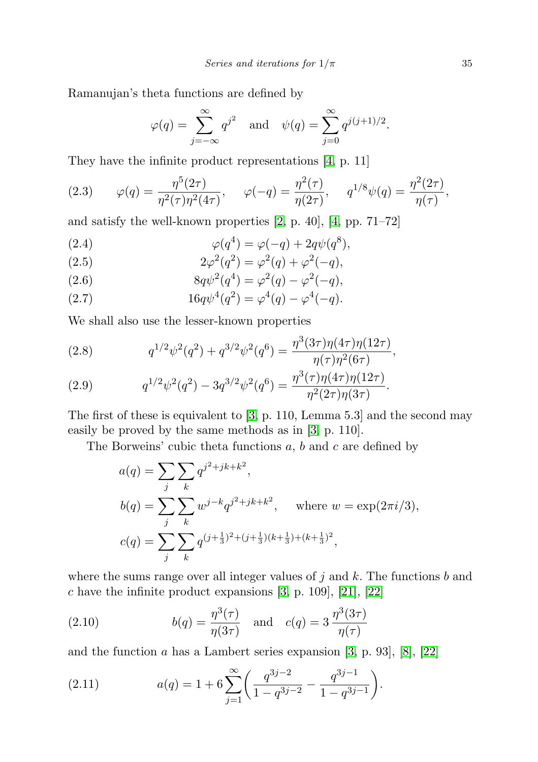Ramanujan's theta functions are defined by

$$\varphi(q) = \sum_{j=-\infty}^{\infty} q^{j^2} \quad \text{and} \quad \psi(q) = \sum_{j=0}^{\infty} q^{j(j+1)/2}.$$

They have the infinite product representations [4, p. 11]

$$\varphi(q) = \frac{\eta^5(2\tau)}{\eta^2(\tau)\eta^2(4\tau)}, \quad \varphi(-q) = \frac{\eta^2(\tau)}{\eta(2\tau)}, \quad q^{1/8}\psi(q) = \frac{\eta^2(2\tau)}{\eta(\tau)}, \tag{2.3}$$

and satisfy the well-known properties [2, p. 40], [4, pp. 71–72]

$$\varphi(q^4) = \varphi(-q) + 2q\psi(q^8), \tag{2.4}$$

$$2\varphi^2(q^2) = \varphi^2(q) + \varphi^2(-q), \tag{2.5}$$

$$8q\psi^2(q^4) = \varphi^2(q) - \varphi^2(-q), \tag{2.6}$$

$$16q\psi^4(q^2) = \varphi^4(q) - \varphi^4(-q). \tag{2.7}$$

We shall also use the lesser-known properties

$$q^{1/2}\psi^2(q^2) + q^{3/2}\psi^2(q^6) = \frac{\eta^3(3\tau)\eta(4\tau)\eta(12\tau)}{\eta(\tau)\eta^2(6\tau)}, \tag{2.8}$$

$$q^{1/2}\psi^2(q^2) - 3q^{3/2}\psi^2(q^6) = \frac{\eta^3(\tau)\eta(4\tau)\eta(12\tau)}{\eta^2(2\tau)\eta(3\tau)}. \tag{2.9}$$

The first of these is equivalent to [3, p. 110, Lemma 5.3] and the second may easily be proved by the same methods as in [3, p. 110].

The Borweins' cubic theta functions $a$, $b$ and $c$ are defined by

$$\begin{aligned}
a(q) &= \sum_j \sum_k q^{j^2+jk+k^2}, \\
b(q) &= \sum_j \sum_k w^{j-k} q^{j^2+jk+k^2}, \quad \text{where } w = \exp(2\pi i/3), \\
c(q) &= \sum_j \sum_k q^{(j+\frac{1}{3})^2+(j+\frac{1}{3})(k+\frac{1}{3})+(k+\frac{1}{3})^2},
\end{aligned}$$

where the sums range over all integer values of $j$ and $k$. The functions $b$ and $c$ have the infinite product expansions [3, p. 109], [21], [22]

$$b(q) = \frac{\eta^3(\tau)}{\eta(3\tau)} \quad \text{and} \quad c(q) = 3\,\frac{\eta^3(3\tau)}{\eta(\tau)} \tag{2.10}$$

and the function $a$ has a Lambert series expansion [3, p. 93], [8], [22]

$$a(q) = 1 + 6\sum_{j=1}^{\infty}\left(\frac{q^{3j-2}}{1-q^{3j-2}} - \frac{q^{3j-1}}{1-q^{3j-1}}\right). \tag{2.11}$$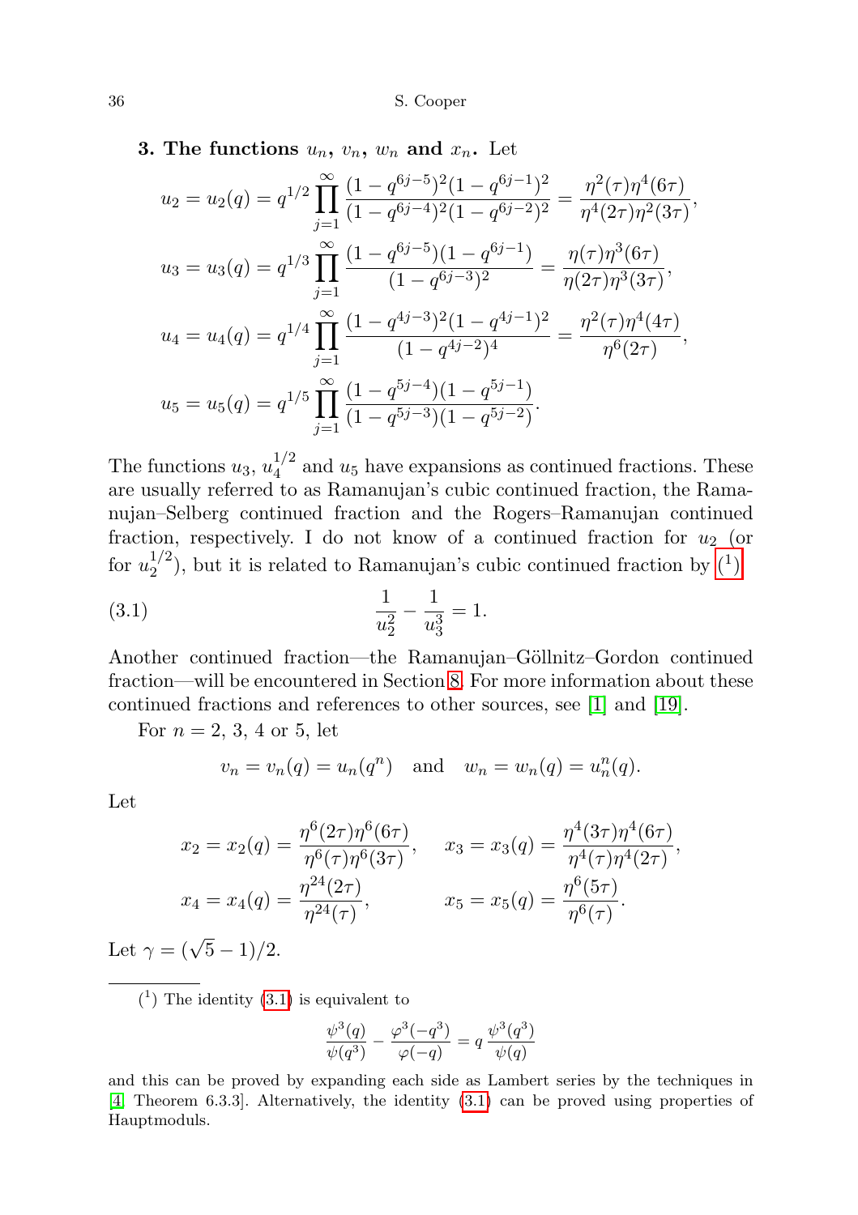**3. The functions $u_n$, $v_n$, $w_n$ and $x_n$.** Let

$$u_2 = u_2(q) = q^{1/2} \prod_{j=1}^{\infty} \frac{(1-q^{6j-5})^2(1-q^{6j-1})^2}{(1-q^{6j-4})^2(1-q^{6j-2})^2} = \frac{\eta^2(\tau)\eta^4(6\tau)}{\eta^4(2\tau)\eta^2(3\tau)},$$

$$u_3 = u_3(q) = q^{1/3} \prod_{j=1}^{\infty} \frac{(1-q^{6j-5})(1-q^{6j-1})}{(1-q^{6j-3})^2} = \frac{\eta(\tau)\eta^3(6\tau)}{\eta(2\tau)\eta^3(3\tau)},$$

$$u_4 = u_4(q) = q^{1/4} \prod_{j=1}^{\infty} \frac{(1-q^{4j-3})^2(1-q^{4j-1})^2}{(1-q^{4j-2})^4} = \frac{\eta^2(\tau)\eta^4(4\tau)}{\eta^6(2\tau)},$$

$$u_5 = u_5(q) = q^{1/5} \prod_{j=1}^{\infty} \frac{(1-q^{5j-4})(1-q^{5j-1})}{(1-q^{5j-3})(1-q^{5j-2})}.$$

The functions $u_3$, $u_4^{1/2}$ and $u_5$ have expansions as continued fractions. These are usually referred to as Ramanujan's cubic continued fraction, the Ramanujan–Selberg continued fraction and the Rogers–Ramanujan continued fraction, respectively. I do not know of a continued fraction for $u_2$ (or for $u_2^{1/2}$), but it is related to Ramanujan's cubic continued fraction by [1]

$$\frac{1}{u_2^2} - \frac{1}{u_3^3} = 1. \tag{3.1}$$

Another continued fraction—the Ramanujan–Göllnitz–Gordon continued fraction—will be encountered in Section 8. For more information about these continued fractions and references to other sources, see [1] and [19].

For $n = 2$, 3, 4 or 5, let

$$v_n = v_n(q) = u_n(q^n) \quad \text{and} \quad w_n = w_n(q) = u_n^n(q).$$

Let

$$x_2 = x_2(q) = \frac{\eta^6(2\tau)\eta^6(6\tau)}{\eta^6(\tau)\eta^6(3\tau)}, \qquad x_3 = x_3(q) = \frac{\eta^4(3\tau)\eta^4(6\tau)}{\eta^4(\tau)\eta^4(2\tau)},$$

$$x_4 = x_4(q) = \frac{\eta^{24}(2\tau)}{\eta^{24}(\tau)}, \qquad x_5 = x_5(q) = \frac{\eta^6(5\tau)}{\eta^6(\tau)}.$$

Let $\gamma = (\sqrt{5}-1)/2$.

---

[1] The identity (3.1) is equivalent to

$$\frac{\psi^3(q)}{\psi(q^3)} - \frac{\varphi^3(-q^3)}{\varphi(-q)} = q\,\frac{\psi^3(q^3)}{\psi(q)}$$

and this can be proved by expanding each side as Lambert series by the techniques in [4, Theorem 6.3.3]. Alternatively, the identity (3.1) can be proved using properties of Hauptmoduls.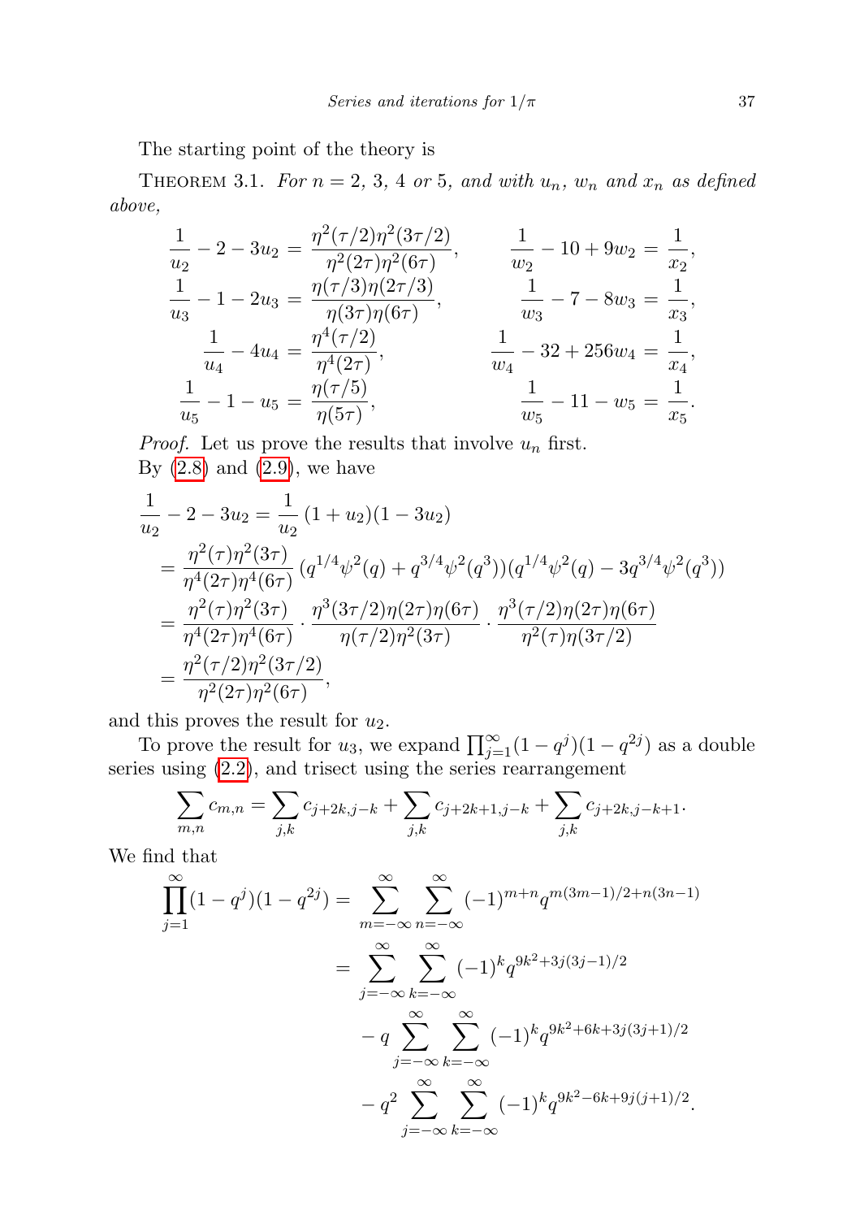The starting point of the theory is

THEOREM 3.1. *For $n = 2$, 3, 4 or 5, and with $u_n$, $w_n$ and $x_n$ as defined above,*

$$
\begin{aligned}
\frac{1}{u_2} - 2 - 3u_2 &= \frac{\eta^2(\tau/2)\eta^2(3\tau/2)}{\eta^2(2\tau)\eta^2(6\tau)}, & \frac{1}{w_2} - 10 + 9w_2 &= \frac{1}{x_2},\\
\frac{1}{u_3} - 1 - 2u_3 &= \frac{\eta(\tau/3)\eta(2\tau/3)}{\eta(3\tau)\eta(6\tau)}, & \frac{1}{w_3} - 7 - 8w_3 &= \frac{1}{x_3},\\
\frac{1}{u_4} - 4u_4 &= \frac{\eta^4(\tau/2)}{\eta^4(2\tau)}, & \frac{1}{w_4} - 32 + 256w_4 &= \frac{1}{x_4},\\
\frac{1}{u_5} - 1 - u_5 &= \frac{\eta(\tau/5)}{\eta(5\tau)}, & \frac{1}{w_5} - 11 - w_5 &= \frac{1}{x_5}.
\end{aligned}
$$

*Proof.* Let us prove the results that involve $u_n$ first.

By (2.8) and (2.9), we have

$$
\begin{aligned}
&\frac{1}{u_2} - 2 - 3u_2 = \frac{1}{u_2}\,(1+u_2)(1-3u_2)\\
&= \frac{\eta^2(\tau)\eta^2(3\tau)}{\eta^4(2\tau)\eta^4(6\tau)}\,(q^{1/4}\psi^2(q) + q^{3/4}\psi^2(q^3))(q^{1/4}\psi^2(q) - 3q^{3/4}\psi^2(q^3))\\
&= \frac{\eta^2(\tau)\eta^2(3\tau)}{\eta^4(2\tau)\eta^4(6\tau)} \cdot \frac{\eta^3(3\tau/2)\eta(2\tau)\eta(6\tau)}{\eta(\tau/2)\eta^2(3\tau)} \cdot \frac{\eta^3(\tau/2)\eta(2\tau)\eta(6\tau)}{\eta^2(\tau)\eta(3\tau/2)}\\
&= \frac{\eta^2(\tau/2)\eta^2(3\tau/2)}{\eta^2(2\tau)\eta^2(6\tau)},
\end{aligned}
$$

and this proves the result for $u_2$.

To prove the result for $u_3$, we expand $\prod_{j=1}^{\infty}(1-q^j)(1-q^{2j})$ as a double series using (2.2), and trisect using the series rearrangement

$$
\sum_{m,n} c_{m,n} = \sum_{j,k} c_{j+2k,j-k} + \sum_{j,k} c_{j+2k+1,j-k} + \sum_{j,k} c_{j+2k,j-k+1}.
$$

We find that

$$
\begin{aligned}
\prod_{j=1}^{\infty}(1-q^j)(1-q^{2j}) &= \sum_{m=-\infty}^{\infty}\sum_{n=-\infty}^{\infty}(-1)^{m+n}q^{m(3m-1)/2+n(3n-1)}\\
&= \sum_{j=-\infty}^{\infty}\sum_{k=-\infty}^{\infty}(-1)^k q^{9k^2+3j(3j-1)/2}\\
&\quad - q\sum_{j=-\infty}^{\infty}\sum_{k=-\infty}^{\infty}(-1)^k q^{9k^2+6k+3j(3j+1)/2}\\
&\quad - q^2\sum_{j=-\infty}^{\infty}\sum_{k=-\infty}^{\infty}(-1)^k q^{9k^2-6k+9j(j+1)/2}.
\end{aligned}
$$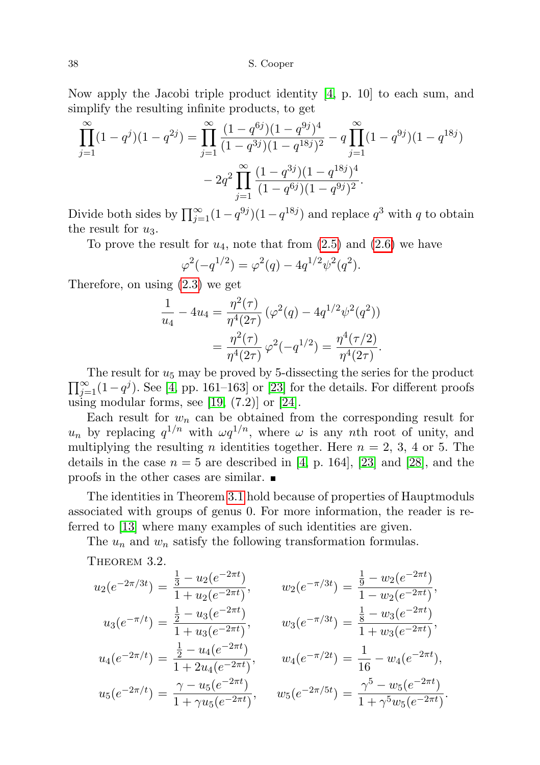Now apply the Jacobi triple product identity [4, p. 10] to each sum, and simplify the resulting infinite products, to get

$$\prod_{j=1}^{\infty}(1-q^j)(1-q^{2j}) = \prod_{j=1}^{\infty}\frac{(1-q^{6j})(1-q^{9j})^4}{(1-q^{3j})(1-q^{18j})^2} - q\prod_{j=1}^{\infty}(1-q^{9j})(1-q^{18j}) - 2q^2\prod_{j=1}^{\infty}\frac{(1-q^{3j})(1-q^{18j})^4}{(1-q^{6j})(1-q^{9j})^2}.$$

Divide both sides by $\prod_{j=1}^{\infty}(1-q^{9j})(1-q^{18j})$ and replace $q^3$ with $q$ to obtain the result for $u_3$.

To prove the result for $u_4$, note that from (2.5) and (2.6) we have

$$\varphi^2(-q^{1/2}) = \varphi^2(q) - 4q^{1/2}\psi^2(q^2).$$

Therefore, on using (2.3) we get

$$\begin{aligned}\frac{1}{u_4} - 4u_4 &= \frac{\eta^2(\tau)}{\eta^4(2\tau)}\left(\varphi^2(q) - 4q^{1/2}\psi^2(q^2)\right)\\ &= \frac{\eta^2(\tau)}{\eta^4(2\tau)}\,\varphi^2(-q^{1/2}) = \frac{\eta^4(\tau/2)}{\eta^4(2\tau)}.\end{aligned}$$

The result for $u_5$ may be proved by 5-dissecting the series for the product $\prod_{j=1}^{\infty}(1-q^j)$. See [4, pp. 161–163] or [23] for the details. For different proofs using modular forms, see [19, (7.2)] or [24].

Each result for $w_n$ can be obtained from the corresponding result for $u_n$ by replacing $q^{1/n}$ with $\omega q^{1/n}$, where $\omega$ is any $n$th root of unity, and multiplying the resulting $n$ identities together. Here $n = 2$, 3, 4 or 5. The details in the case $n = 5$ are described in [4, p. 164], [23] and [28], and the proofs in the other cases are similar. ∎

The identities in Theorem 3.1 hold because of properties of Hauptmoduls associated with groups of genus 0. For more information, the reader is referred to [13] where many examples of such identities are given.

The $u_n$ and $w_n$ satisfy the following transformation formulas.

Theorem 3.2.

$$u_2(e^{-2\pi/3t}) = \frac{\frac{1}{3} - u_2(e^{-2\pi t})}{1 + u_2(e^{-2\pi t})}, \qquad w_2(e^{-\pi/3t}) = \frac{\frac{1}{9} - w_2(e^{-2\pi t})}{1 - w_2(e^{-2\pi t})},$$

$$u_3(e^{-\pi/t}) = \frac{\frac{1}{2} - u_3(e^{-2\pi t})}{1 + u_3(e^{-2\pi t})}, \qquad w_3(e^{-\pi/3t}) = \frac{\frac{1}{8} - w_3(e^{-2\pi t})}{1 + w_3(e^{-2\pi t})},$$

$$u_4(e^{-2\pi/t}) = \frac{\frac{1}{2} - u_4(e^{-2\pi t})}{1 + 2u_4(e^{-2\pi t})}, \qquad w_4(e^{-\pi/2t}) = \frac{1}{16} - w_4(e^{-2\pi t}),$$

$$u_5(e^{-2\pi/t}) = \frac{\gamma - u_5(e^{-2\pi t})}{1 + \gamma u_5(e^{-2\pi t})}, \qquad w_5(e^{-2\pi/5t}) = \frac{\gamma^5 - w_5(e^{-2\pi t})}{1 + \gamma^5 w_5(e^{-2\pi t})}.$$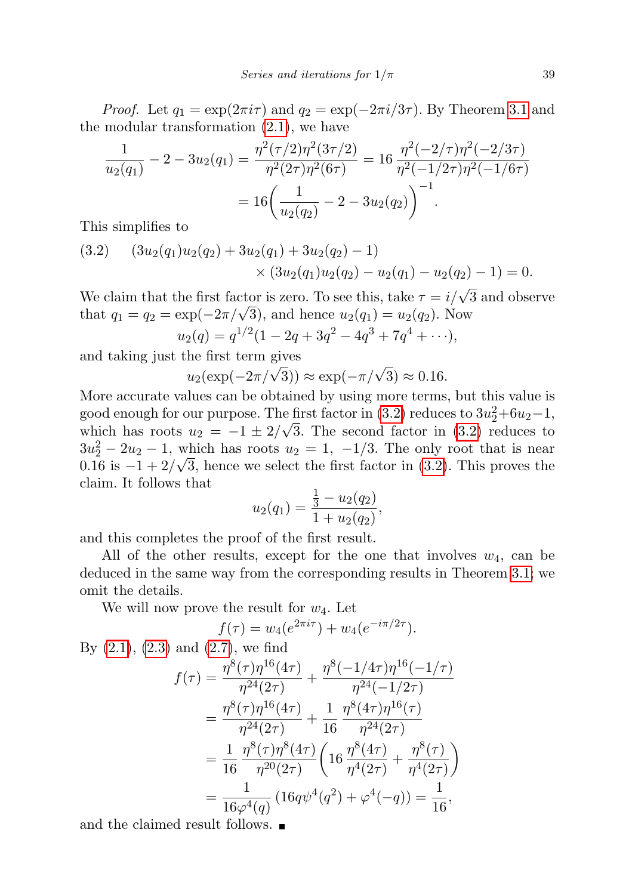*Proof.* Let $q_1 = \exp(2\pi i\tau)$ and $q_2 = \exp(-2\pi i/3\tau)$. By Theorem 3.1 and the modular transformation (2.1), we have

$$\frac{1}{u_2(q_1)} - 2 - 3u_2(q_1) = \frac{\eta^2(\tau/2)\eta^2(3\tau/2)}{\eta^2(2\tau)\eta^2(6\tau)} = 16\,\frac{\eta^2(-2/\tau)\eta^2(-2/3\tau)}{\eta^2(-1/2\tau)\eta^2(-1/6\tau)}$$
$$= 16\left(\frac{1}{u_2(q_2)} - 2 - 3u_2(q_2)\right)^{-1}.$$

This simplifies to

$$(3.2)\qquad (3u_2(q_1)u_2(q_2) + 3u_2(q_1) + 3u_2(q_2) - 1) \times (3u_2(q_1)u_2(q_2) - u_2(q_1) - u_2(q_2) - 1) = 0.$$

We claim that the first factor is zero. To see this, take $\tau = i/\sqrt{3}$ and observe that $q_1 = q_2 = \exp(-2\pi/\sqrt{3})$, and hence $u_2(q_1) = u_2(q_2)$. Now

$$u_2(q) = q^{1/2}(1 - 2q + 3q^2 - 4q^3 + 7q^4 + \cdots),$$

and taking just the first term gives

$$u_2(\exp(-2\pi/\sqrt{3})) \approx \exp(-\pi/\sqrt{3}) \approx 0.16.$$

More accurate values can be obtained by using more terms, but this value is good enough for our purpose. The first factor in (3.2) reduces to $3u_2^2+6u_2-1$, which has roots $u_2 = -1 \pm 2/\sqrt{3}$. The second factor in (3.2) reduces to $3u_2^2 - 2u_2 - 1$, which has roots $u_2 = 1,\ -1/3$. The only root that is near $0.16$ is $-1 + 2/\sqrt{3}$, hence we select the first factor in (3.2). This proves the claim. It follows that

$$u_2(q_1) = \frac{\frac{1}{3} - u_2(q_2)}{1 + u_2(q_2)},$$

and this completes the proof of the first result.

All of the other results, except for the one that involves $w_4$, can be deduced in the same way from the corresponding results in Theorem 3.1; we omit the details.

We will now prove the result for $w_4$. Let

$$f(\tau) = w_4(e^{2\pi i\tau}) + w_4(e^{-i\pi/2\tau}).$$

By (2.1), (2.3) and (2.7), we find

$$f(\tau) = \frac{\eta^8(\tau)\eta^{16}(4\tau)}{\eta^{24}(2\tau)} + \frac{\eta^8(-1/4\tau)\eta^{16}(-1/\tau)}{\eta^{24}(-1/2\tau)}$$
$$= \frac{\eta^8(\tau)\eta^{16}(4\tau)}{\eta^{24}(2\tau)} + \frac{1}{16}\,\frac{\eta^8(4\tau)\eta^{16}(\tau)}{\eta^{24}(2\tau)}$$
$$= \frac{1}{16}\,\frac{\eta^8(\tau)\eta^8(4\tau)}{\eta^{20}(2\tau)}\left(16\,\frac{\eta^8(4\tau)}{\eta^4(2\tau)} + \frac{\eta^8(\tau)}{\eta^4(2\tau)}\right)$$
$$= \frac{1}{16\varphi^4(q)}\,(16q\psi^4(q^2) + \varphi^4(-q)) = \frac{1}{16},$$

and the claimed result follows. ∎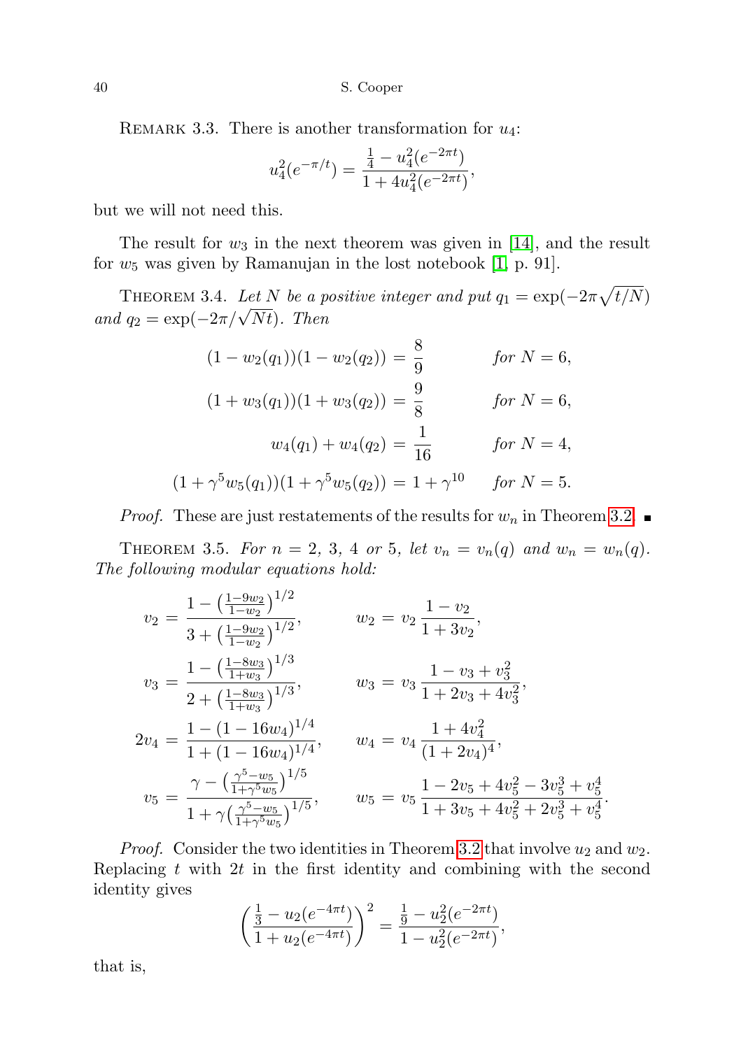REMARK 3.3. There is another transformation for $u_4$:

$$u_4^2(e^{-\pi/t}) = \frac{\frac{1}{4} - u_4^2(e^{-2\pi t})}{1 + 4u_4^2(e^{-2\pi t})},$$

but we will not need this.

The result for $w_3$ in the next theorem was given in [14], and the result for $w_5$ was given by Ramanujan in the lost notebook [1, p. 91].

THEOREM 3.4. *Let $N$ be a positive integer and put $q_1 = \exp(-2\pi\sqrt{t/N})$ and $q_2 = \exp(-2\pi/\sqrt{Nt})$. Then*

$$\begin{aligned}
(1 - w_2(q_1))(1 - w_2(q_2)) &= \frac{8}{9} && \text{for } N = 6,\\
(1 + w_3(q_1))(1 + w_3(q_2)) &= \frac{9}{8} && \text{for } N = 6,\\
w_4(q_1) + w_4(q_2) &= \frac{1}{16} && \text{for } N = 4,\\
(1 + \gamma^5 w_5(q_1))(1 + \gamma^5 w_5(q_2)) &= 1 + \gamma^{10} && \text{for } N = 5.
\end{aligned}$$

*Proof.* These are just restatements of the results for $w_n$ in Theorem 3.2. ■

THEOREM 3.5. *For $n = 2$, 3, 4 or 5, let $v_n = v_n(q)$ and $w_n = w_n(q)$. The following modular equations hold:*

$$\begin{aligned}
v_2 &= \frac{1 - \left(\frac{1-9w_2}{1-w_2}\right)^{1/2}}{3 + \left(\frac{1-9w_2}{1-w_2}\right)^{1/2}}, & w_2 &= v_2\,\frac{1 - v_2}{1 + 3v_2},\\
v_3 &= \frac{1 - \left(\frac{1-8w_3}{1+w_3}\right)^{1/3}}{2 + \left(\frac{1-8w_3}{1+w_3}\right)^{1/3}}, & w_3 &= v_3\,\frac{1 - v_3 + v_3^2}{1 + 2v_3 + 4v_3^2},\\
2v_4 &= \frac{1 - (1 - 16w_4)^{1/4}}{1 + (1 - 16w_4)^{1/4}}, & w_4 &= v_4\,\frac{1 + 4v_4^2}{(1 + 2v_4)^4},\\
v_5 &= \frac{\gamma - \left(\frac{\gamma^5 - w_5}{1+\gamma^5 w_5}\right)^{1/5}}{1 + \gamma\left(\frac{\gamma^5 - w_5}{1+\gamma^5 w_5}\right)^{1/5}}, & w_5 &= v_5\,\frac{1 - 2v_5 + 4v_5^2 - 3v_5^3 + v_5^4}{1 + 3v_5 + 4v_5^2 + 2v_5^3 + v_5^4}.
\end{aligned}$$

*Proof.* Consider the two identities in Theorem 3.2 that involve $u_2$ and $w_2$. Replacing $t$ with $2t$ in the first identity and combining with the second identity gives

$$\left(\frac{\frac{1}{3} - u_2(e^{-4\pi t})}{1 + u_2(e^{-4\pi t})}\right)^2 = \frac{\frac{1}{9} - u_2^2(e^{-2\pi t})}{1 - u_2^2(e^{-2\pi t})},$$

that is,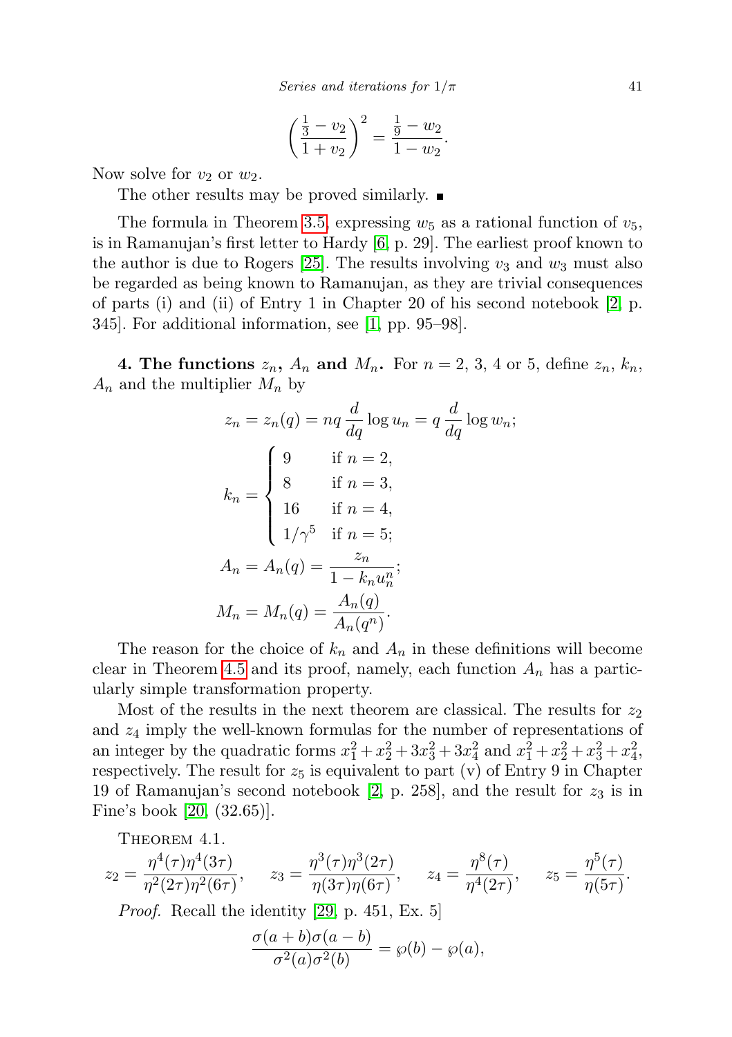$$\left(\frac{\frac{1}{3}-v_2}{1+v_2}\right)^2=\frac{\frac{1}{9}-w_2}{1-w_2}.$$

Now solve for $v_2$ or $w_2$.

The other results may be proved similarly. ∎

The formula in Theorem 3.5, expressing $w_5$ as a rational function of $v_5$, is in Ramanujan's first letter to Hardy [6, p. 29]. The earliest proof known to the author is due to Rogers [25]. The results involving $v_3$ and $w_3$ must also be regarded as being known to Ramanujan, as they are trivial consequences of parts (i) and (ii) of Entry 1 in Chapter 20 of his second notebook [2, p. 345]. For additional information, see [1, pp. 95–98].

**4. The functions $z_n$, $A_n$ and $M_n$.** For $n = 2$, 3, 4 or 5, define $z_n$, $k_n$, $A_n$ and the multiplier $M_n$ by

$$z_n=z_n(q)=nq\frac{d}{dq}\log u_n=q\frac{d}{dq}\log w_n;$$

$$k_n=\begin{cases}9 & \text{if } n=2,\\ 8 & \text{if } n=3,\\ 16 & \text{if } n=4,\\ 1/\gamma^5 & \text{if } n=5;\end{cases}$$

$$A_n=A_n(q)=\frac{z_n}{1-k_nu_n^n};$$

$$M_n=M_n(q)=\frac{A_n(q)}{A_n(q^n)}.$$

The reason for the choice of $k_n$ and $A_n$ in these definitions will become clear in Theorem 4.5 and its proof, namely, each function $A_n$ has a particularly simple transformation property.

Most of the results in the next theorem are classical. The results for $z_2$ and $z_4$ imply the well-known formulas for the number of representations of an integer by the quadratic forms $x_1^2+x_2^2+3x_3^2+3x_4^2$ and $x_1^2+x_2^2+x_3^2+x_4^2$, respectively. The result for $z_5$ is equivalent to part (v) of Entry 9 in Chapter 19 of Ramanujan's second notebook [2, p. 258], and the result for $z_3$ is in Fine's book [20, (32.65)].

Theorem 4.1.

$$z_2=\frac{\eta^4(\tau)\eta^4(3\tau)}{\eta^2(2\tau)\eta^2(6\tau)},\qquad z_3=\frac{\eta^3(\tau)\eta^3(2\tau)}{\eta(3\tau)\eta(6\tau)},\qquad z_4=\frac{\eta^8(\tau)}{\eta^4(2\tau)},\qquad z_5=\frac{\eta^5(\tau)}{\eta(5\tau)}.$$

*Proof.* Recall the identity [29, p. 451, Ex. 5]

$$\frac{\sigma(a+b)\sigma(a-b)}{\sigma^2(a)\sigma^2(b)}=\wp(b)-\wp(a),$$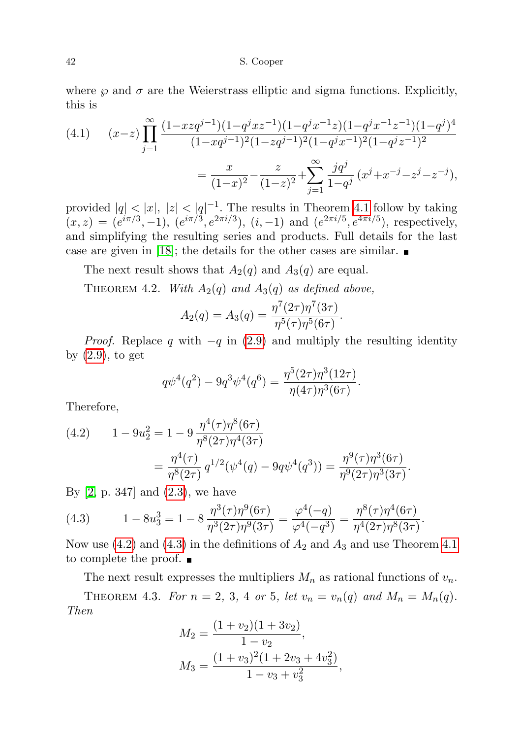where $\wp$ and $\sigma$ are the Weierstrass elliptic and sigma functions. Explicitly, this is

$$(4.1)\qquad (x-z)\prod_{j=1}^{\infty}\frac{(1-xzq^{j-1})(1-q^jxz^{-1})(1-q^jx^{-1}z)(1-q^jx^{-1}z^{-1})(1-q^j)^4}{(1-xq^{j-1})^2(1-zq^{j-1})^2(1-q^jx^{-1})^2(1-q^jz^{-1})^2}$$

$$=\frac{x}{(1-x)^2}-\frac{z}{(1-z)^2}+\sum_{j=1}^{\infty}\frac{jq^j}{1-q^j}\,(x^j+x^{-j}-z^j-z^{-j}),$$

provided $|q|<|x|,\ |z|<|q|^{-1}$. The results in Theorem 4.1 follow by taking $(x,z)=(e^{i\pi/3},-1)$, $(e^{i\pi/3},e^{2\pi i/3})$, $(i,-1)$ and $(e^{2\pi i/5},e^{4\pi i/5})$, respectively, and simplifying the resulting series and products. Full details for the last case are given in [18]; the details for the other cases are similar. ∎

The next result shows that $A_2(q)$ and $A_3(q)$ are equal.

THEOREM 4.2. *With $A_2(q)$ and $A_3(q)$ as defined above,*

$$A_2(q)=A_3(q)=\frac{\eta^7(2\tau)\eta^7(3\tau)}{\eta^5(\tau)\eta^5(6\tau)}.$$

*Proof.* Replace $q$ with $-q$ in (2.9) and multiply the resulting identity by (2.9), to get

$$q\psi^4(q^2)-9q^3\psi^4(q^6)=\frac{\eta^5(2\tau)\eta^3(12\tau)}{\eta(4\tau)\eta^3(6\tau)}.$$

Therefore,

$$(4.2)\qquad 1-9u_2^2=1-9\,\frac{\eta^4(\tau)\eta^8(6\tau)}{\eta^8(2\tau)\eta^4(3\tau)}$$

$$=\frac{\eta^4(\tau)}{\eta^8(2\tau)}\,q^{1/2}(\psi^4(q)-9q\psi^4(q^3))=\frac{\eta^9(\tau)\eta^3(6\tau)}{\eta^9(2\tau)\eta^3(3\tau)}.$$

By [2, p. 347] and (2.3), we have

$$(4.3)\qquad 1-8u_3^3=1-8\,\frac{\eta^3(\tau)\eta^9(6\tau)}{\eta^3(2\tau)\eta^9(3\tau)}=\frac{\varphi^4(-q)}{\varphi^4(-q^3)}=\frac{\eta^8(\tau)\eta^4(6\tau)}{\eta^4(2\tau)\eta^8(3\tau)}.$$

Now use (4.2) and (4.3) in the definitions of $A_2$ and $A_3$ and use Theorem 4.1 to complete the proof. ∎

The next result expresses the multipliers $M_n$ as rational functions of $v_n$.

THEOREM 4.3. *For $n=2$, $3$, $4$ or $5$, let $v_n=v_n(q)$ and $M_n=M_n(q)$. Then*

$$M_2=\frac{(1+v_2)(1+3v_2)}{1-v_2},$$

$$M_3=\frac{(1+v_3)^2(1+2v_3+4v_3^2)}{1-v_3+v_3^2},$$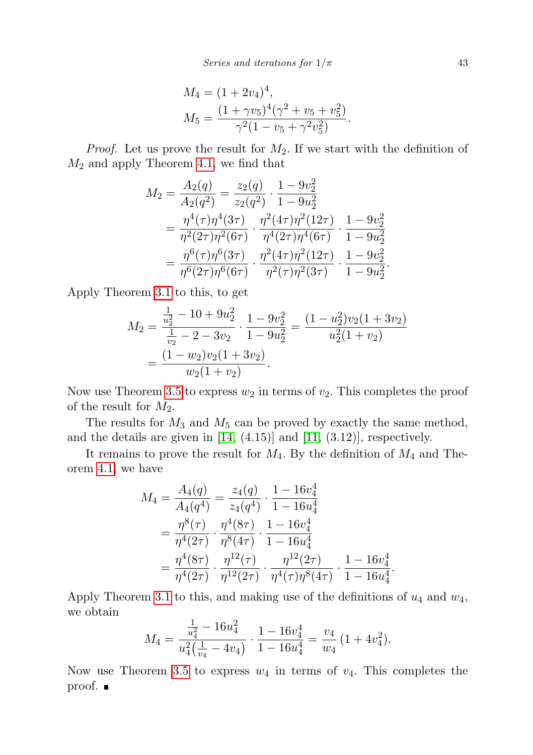$$M_4 = (1+2v_4)^4,$$

$$M_5 = \frac{(1+\gamma v_5)^4(\gamma^2+v_5+v_5^2)}{\gamma^2(1-v_5+\gamma^2 v_5^2)}.$$

*Proof.* Let us prove the result for $M_2$. If we start with the definition of $M_2$ and apply Theorem 4.1, we find that

$$\begin{aligned}
M_2 &= \frac{A_2(q)}{A_2(q^2)} = \frac{z_2(q)}{z_2(q^2)} \cdot \frac{1-9v_2^2}{1-9u_2^2} \\
&= \frac{\eta^4(\tau)\eta^4(3\tau)}{\eta^2(2\tau)\eta^2(6\tau)} \cdot \frac{\eta^2(4\tau)\eta^2(12\tau)}{\eta^4(2\tau)\eta^4(6\tau)} \cdot \frac{1-9v_2^2}{1-9u_2^2} \\
&= \frac{\eta^6(\tau)\eta^6(3\tau)}{\eta^6(2\tau)\eta^6(6\tau)} \cdot \frac{\eta^2(4\tau)\eta^2(12\tau)}{\eta^2(\tau)\eta^2(3\tau)} \cdot \frac{1-9v_2^2}{1-9u_2^2}.
\end{aligned}$$

Apply Theorem 3.1 to this, to get

$$\begin{aligned}
M_2 &= \frac{\frac{1}{u_2^2}-10+9u_2^2}{\frac{1}{v_2}-2-3v_2} \cdot \frac{1-9v_2^2}{1-9u_2^2} = \frac{(1-u_2^2)v_2(1+3v_2)}{u_2^2(1+v_2)} \\
&= \frac{(1-w_2)v_2(1+3v_2)}{w_2(1+v_2)}.
\end{aligned}$$

Now use Theorem 3.5 to express $w_2$ in terms of $v_2$. This completes the proof of the result for $M_2$.

The results for $M_3$ and $M_5$ can be proved by exactly the same method, and the details are given in [14, (4.15)] and [11, (3.12)], respectively.

It remains to prove the result for $M_4$. By the definition of $M_4$ and Theorem 4.1, we have

$$\begin{aligned}
M_4 &= \frac{A_4(q)}{A_4(q^4)} = \frac{z_4(q)}{z_4(q^4)} \cdot \frac{1-16v_4^4}{1-16u_4^4} \\
&= \frac{\eta^8(\tau)}{\eta^4(2\tau)} \cdot \frac{\eta^4(8\tau)}{\eta^8(4\tau)} \cdot \frac{1-16v_4^4}{1-16u_4^4} \\
&= \frac{\eta^4(8\tau)}{\eta^4(2\tau)} \cdot \frac{\eta^{12}(\tau)}{\eta^{12}(2\tau)} \cdot \frac{\eta^{12}(2\tau)}{\eta^4(\tau)\eta^8(4\tau)} \cdot \frac{1-16v_4^4}{1-16u_4^4}.
\end{aligned}$$

Apply Theorem 3.1 to this, and making use of the definitions of $u_4$ and $w_4$, we obtain

$$M_4 = \frac{\frac{1}{u_4^2}-16u_4^2}{u_4^2\left(\frac{1}{v_4}-4v_4\right)} \cdot \frac{1-16v_4^4}{1-16u_4^4} = \frac{v_4}{w_4}\,(1+4v_4^2).$$

Now use Theorem 3.5 to express $w_4$ in terms of $v_4$. This completes the proof. ∎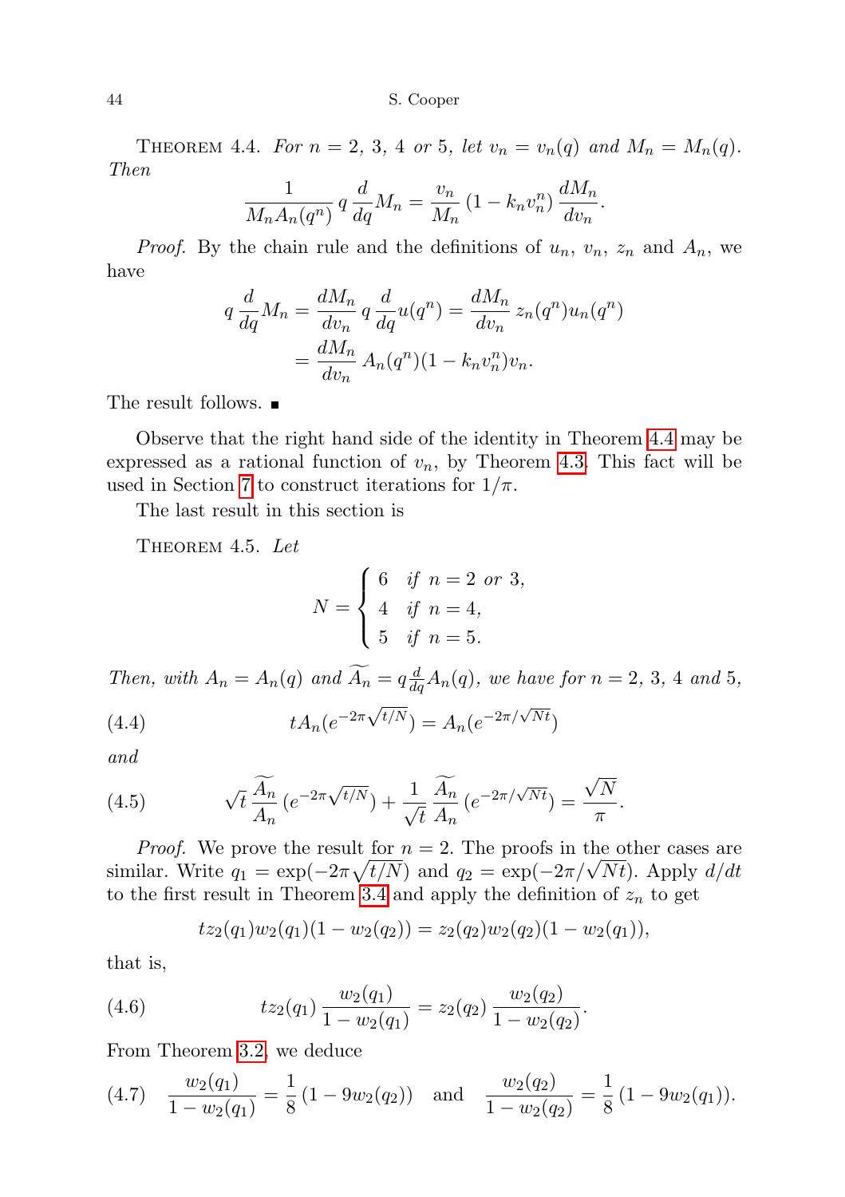Theorem 4.4. *For $n = 2$, $3$, $4$ or $5$, let $v_n = v_n(q)$ and $M_n = M_n(q)$. Then*

$$\frac{1}{M_n A_n(q^n)}\, q\,\frac{d}{dq}M_n = \frac{v_n}{M_n}\,(1-k_n v_n^n)\,\frac{dM_n}{dv_n}.$$

*Proof.* By the chain rule and the definitions of $u_n$, $v_n$, $z_n$ and $A_n$, we have

$$\begin{aligned} q\,\frac{d}{dq}M_n &= \frac{dM_n}{dv_n}\,q\,\frac{d}{dq}u(q^n) = \frac{dM_n}{dv_n}\,z_n(q^n)u_n(q^n) \\ &= \frac{dM_n}{dv_n}\,A_n(q^n)(1-k_n v_n^n)v_n. \end{aligned}$$

The result follows. ∎

Observe that the right hand side of the identity in Theorem 4.4 may be expressed as a rational function of $v_n$, by Theorem 4.3. This fact will be used in Section 7 to construct iterations for $1/\pi$.

The last result in this section is

Theorem 4.5. *Let*

$$N = \begin{cases} 6 & \text{if } n = 2 \text{ or } 3, \\ 4 & \text{if } n = 4, \\ 5 & \text{if } n = 5. \end{cases}$$

*Then, with $A_n = A_n(q)$ and $\widetilde{A_n} = q\frac{d}{dq}A_n(q)$, we have for $n = 2$, $3$, $4$ and $5$,*

$$tA_n(e^{-2\pi\sqrt{t/N}}) = A_n(e^{-2\pi/\sqrt{Nt}}) \tag{4.4}$$

*and*

$$\sqrt{t}\,\frac{\widetilde{A_n}}{A_n}\,(e^{-2\pi\sqrt{t/N}}) + \frac{1}{\sqrt{t}}\,\frac{\widetilde{A_n}}{A_n}\,(e^{-2\pi/\sqrt{Nt}}) = \frac{\sqrt{N}}{\pi}. \tag{4.5}$$

*Proof.* We prove the result for $n = 2$. The proofs in the other cases are similar. Write $q_1 = \exp(-2\pi\sqrt{t/N})$ and $q_2 = \exp(-2\pi/\sqrt{Nt})$. Apply $d/dt$ to the first result in Theorem 3.4 and apply the definition of $z_n$ to get

$$tz_2(q_1)w_2(q_1)(1-w_2(q_2)) = z_2(q_2)w_2(q_2)(1-w_2(q_1)),$$

that is,

$$tz_2(q_1)\,\frac{w_2(q_1)}{1-w_2(q_1)} = z_2(q_2)\,\frac{w_2(q_2)}{1-w_2(q_2)}. \tag{4.6}$$

From Theorem 3.2, we deduce

$$\frac{w_2(q_1)}{1-w_2(q_1)} = \frac{1}{8}\,(1-9w_2(q_2)) \quad \text{and} \quad \frac{w_2(q_2)}{1-w_2(q_2)} = \frac{1}{8}\,(1-9w_2(q_1)). \tag{4.7}$$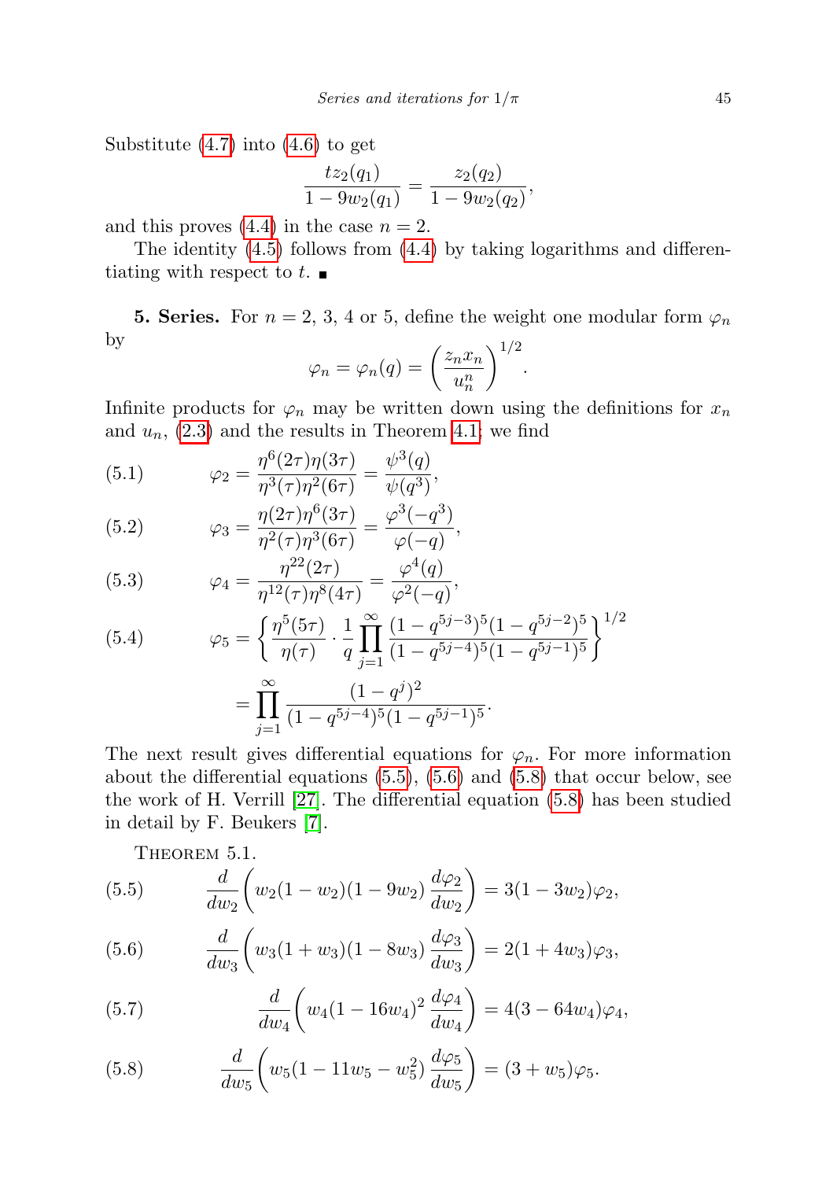Substitute (4.7) into (4.6) to get

$$\frac{t z_2(q_1)}{1-9w_2(q_1)} = \frac{z_2(q_2)}{1-9w_2(q_2)},$$

and this proves (4.4) in the case $n=2$.

The identity (4.5) follows from (4.4) by taking logarithms and differentiating with respect to $t$. ∎

**5. Series.** For $n = 2$, 3, 4 or 5, define the weight one modular form $\varphi_n$ by

$$\varphi_n = \varphi_n(q) = \left(\frac{z_n x_n}{u_n^n}\right)^{1/2}.$$

Infinite products for $\varphi_n$ may be written down using the definitions for $x_n$ and $u_n$, (2.3) and the results in Theorem 4.1; we find

$$\varphi_2 = \frac{\eta^6(2\tau)\eta(3\tau)}{\eta^3(\tau)\eta^2(6\tau)} = \frac{\psi^3(q)}{\psi(q^3)}, \tag{5.1}$$

$$\varphi_3 = \frac{\eta(2\tau)\eta^6(3\tau)}{\eta^2(\tau)\eta^3(6\tau)} = \frac{\varphi^3(-q^3)}{\varphi(-q)}, \tag{5.2}$$

$$\varphi_4 = \frac{\eta^{22}(2\tau)}{\eta^{12}(\tau)\eta^8(4\tau)} = \frac{\varphi^4(q)}{\varphi^2(-q)}, \tag{5.3}$$

$$\begin{aligned}\varphi_5 &= \left\{\frac{\eta^5(5\tau)}{\eta(\tau)} \cdot \frac{1}{q}\prod_{j=1}^{\infty} \frac{(1-q^{5j-3})^5(1-q^{5j-2})^5}{(1-q^{5j-4})^5(1-q^{5j-1})^5}\right\}^{1/2} \\ &= \prod_{j=1}^{\infty} \frac{(1-q^j)^2}{(1-q^{5j-4})^5(1-q^{5j-1})^5}.\end{aligned} \tag{5.4}$$

The next result gives differential equations for $\varphi_n$. For more information about the differential equations (5.5), (5.6) and (5.8) that occur below, see the work of H. Verrill [27]. The differential equation (5.8) has been studied in detail by F. Beukers [7].

Theorem 5.1.

$$\frac{d}{dw_2}\left(w_2(1-w_2)(1-9w_2)\,\frac{d\varphi_2}{dw_2}\right) = 3(1-3w_2)\varphi_2, \tag{5.5}$$

$$\frac{d}{dw_3}\left(w_3(1+w_3)(1-8w_3)\,\frac{d\varphi_3}{dw_3}\right) = 2(1+4w_3)\varphi_3, \tag{5.6}$$

$$\frac{d}{dw_4}\left(w_4(1-16w_4)^2\,\frac{d\varphi_4}{dw_4}\right) = 4(3-64w_4)\varphi_4, \tag{5.7}$$

$$\frac{d}{dw_5}\left(w_5(1-11w_5-w_5^2)\,\frac{d\varphi_5}{dw_5}\right) = (3+w_5)\varphi_5. \tag{5.8}$$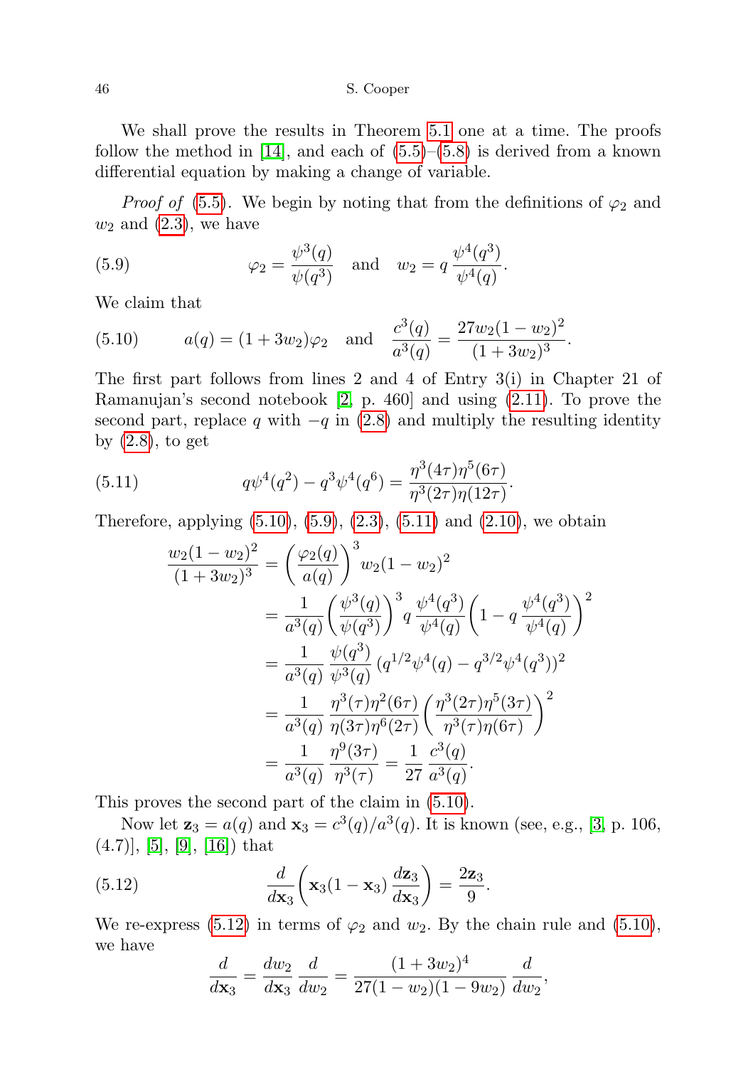We shall prove the results in Theorem 5.1 one at a time. The proofs follow the method in [14], and each of (5.5)–(5.8) is derived from a known differential equation by making a change of variable.

*Proof of* (5.5). We begin by noting that from the definitions of $\varphi_2$ and $w_2$ and (2.3), we have

$$\varphi_2 = \frac{\psi^3(q)}{\psi(q^3)} \quad \text{and} \quad w_2 = q\,\frac{\psi^4(q^3)}{\psi^4(q)}. \tag{5.9}$$

We claim that

$$a(q) = (1+3w_2)\varphi_2 \quad \text{and} \quad \frac{c^3(q)}{a^3(q)} = \frac{27w_2(1-w_2)^2}{(1+3w_2)^3}. \tag{5.10}$$

The first part follows from lines 2 and 4 of Entry 3(i) in Chapter 21 of Ramanujan's second notebook [2, p. 460] and using (2.11). To prove the second part, replace $q$ with $-q$ in (2.8) and multiply the resulting identity by (2.8), to get

$$q\psi^4(q^2) - q^3\psi^4(q^6) = \frac{\eta^3(4\tau)\eta^5(6\tau)}{\eta^3(2\tau)\eta(12\tau)}. \tag{5.11}$$

Therefore, applying (5.10), (5.9), (2.3), (5.11) and (2.10), we obtain

$$\begin{aligned}
\frac{w_2(1-w_2)^2}{(1+3w_2)^3} &= \left(\frac{\varphi_2(q)}{a(q)}\right)^3 w_2(1-w_2)^2 \\
&= \frac{1}{a^3(q)}\left(\frac{\psi^3(q)}{\psi(q^3)}\right)^3 q\,\frac{\psi^4(q^3)}{\psi^4(q)}\left(1 - q\,\frac{\psi^4(q^3)}{\psi^4(q)}\right)^2 \\
&= \frac{1}{a^3(q)}\,\frac{\psi(q^3)}{\psi^3(q)}\,(q^{1/2}\psi^4(q) - q^{3/2}\psi^4(q^3))^2 \\
&= \frac{1}{a^3(q)}\,\frac{\eta^3(\tau)\eta^2(6\tau)}{\eta(3\tau)\eta^6(2\tau)}\left(\frac{\eta^3(2\tau)\eta^5(3\tau)}{\eta^3(\tau)\eta(6\tau)}\right)^2 \\
&= \frac{1}{a^3(q)}\,\frac{\eta^9(3\tau)}{\eta^3(\tau)} = \frac{1}{27}\,\frac{c^3(q)}{a^3(q)}.
\end{aligned}$$

This proves the second part of the claim in (5.10).

Now let $\mathbf{z}_3 = a(q)$ and $\mathbf{x}_3 = c^3(q)/a^3(q)$. It is known (see, e.g., [3, p. 106, (4.7)], [5], [9], [16]) that

$$\frac{d}{d\mathbf{x}_3}\left(\mathbf{x}_3(1-\mathbf{x}_3)\,\frac{d\mathbf{z}_3}{d\mathbf{x}_3}\right) = \frac{2\mathbf{z}_3}{9}. \tag{5.12}$$

We re-express (5.12) in terms of $\varphi_2$ and $w_2$. By the chain rule and (5.10), we have

$$\frac{d}{d\mathbf{x}_3} = \frac{dw_2}{d\mathbf{x}_3}\,\frac{d}{dw_2} = \frac{(1+3w_2)^4}{27(1-w_2)(1-9w_2)}\,\frac{d}{dw_2},$$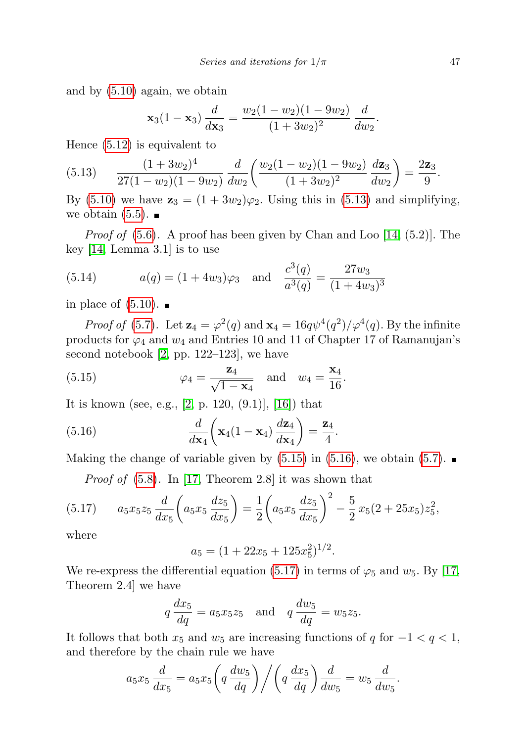and by (5.10) again, we obtain

$$\mathbf{x}_3(1-\mathbf{x}_3)\,\frac{d}{d\mathbf{x}_3} = \frac{w_2(1-w_2)(1-9w_2)}{(1+3w_2)^2}\,\frac{d}{dw_2}.$$

Hence (5.12) is equivalent to

$$\frac{(1+3w_2)^4}{27(1-w_2)(1-9w_2)}\,\frac{d}{dw_2}\left(\frac{w_2(1-w_2)(1-9w_2)}{(1+3w_2)^2}\,\frac{d\mathbf{z}_3}{dw_2}\right) = \frac{2\mathbf{z}_3}{9}. \tag{5.13}$$

By (5.10) we have $\mathbf{z}_3 = (1+3w_2)\varphi_2$. Using this in (5.13) and simplifying, we obtain (5.5). ∎

*Proof of* (5.6). A proof has been given by Chan and Loo [14, (5.2)]. The key [14, Lemma 3.1] is to use

$$a(q) = (1+4w_3)\varphi_3 \quad \text{and} \quad \frac{c^3(q)}{a^3(q)} = \frac{27w_3}{(1+4w_3)^3} \tag{5.14}$$

in place of (5.10). ∎

*Proof of* (5.7). Let $\mathbf{z}_4 = \varphi^2(q)$ and $\mathbf{x}_4 = 16q\psi^4(q^2)/\varphi^4(q)$. By the infinite products for $\varphi_4$ and $w_4$ and Entries 10 and 11 of Chapter 17 of Ramanujan's second notebook [2, pp. 122–123], we have

$$\varphi_4 = \frac{\mathbf{z}_4}{\sqrt{1-\mathbf{x}_4}} \quad \text{and} \quad w_4 = \frac{\mathbf{x}_4}{16}. \tag{5.15}$$

It is known (see, e.g., [2, p. 120, (9.1)], [16]) that

$$\frac{d}{d\mathbf{x}_4}\left(\mathbf{x}_4(1-\mathbf{x}_4)\,\frac{d\mathbf{z}_4}{d\mathbf{x}_4}\right) = \frac{\mathbf{z}_4}{4}. \tag{5.16}$$

Making the change of variable given by (5.15) in (5.16), we obtain (5.7). ∎

*Proof of* (5.8). In [17, Theorem 2.8] it was shown that

$$a_5x_5z_5\,\frac{d}{dx_5}\left(a_5x_5\,\frac{dz_5}{dx_5}\right) = \frac{1}{2}\left(a_5x_5\,\frac{dz_5}{dx_5}\right)^2 - \frac{5}{2}\,x_5(2+25x_5)z_5^2, \tag{5.17}$$

where

$$a_5 = (1+22x_5+125x_5^2)^{1/2}.$$

We re-express the differential equation (5.17) in terms of $\varphi_5$ and $w_5$. By [17, Theorem 2.4] we have

$$q\,\frac{dx_5}{dq} = a_5x_5z_5 \quad \text{and} \quad q\,\frac{dw_5}{dq} = w_5z_5.$$

It follows that both $x_5$ and $w_5$ are increasing functions of $q$ for $-1<q<1$, and therefore by the chain rule we have

$$a_5x_5\,\frac{d}{dx_5} = a_5x_5\left(q\,\frac{dw_5}{dq}\right)\bigg/\left(q\,\frac{dx_5}{dq}\right)\frac{d}{dw_5} = w_5\,\frac{d}{dw_5}.$$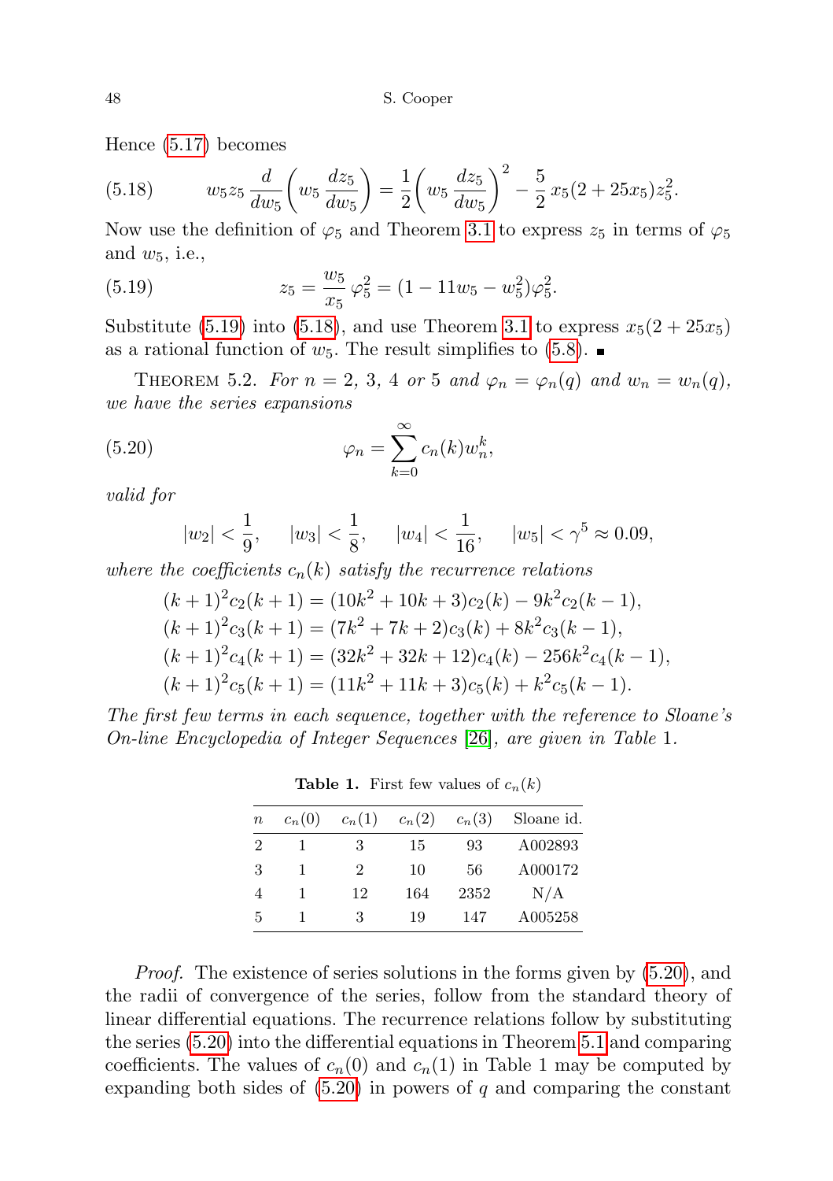Hence (5.17) becomes

$$w_5 z_5 \frac{d}{dw_5}\left(w_5 \frac{dz_5}{dw_5}\right) = \frac{1}{2}\left(w_5 \frac{dz_5}{dw_5}\right)^2 - \frac{5}{2}\, x_5(2+25x_5) z_5^2. \tag{5.18}$$

Now use the definition of $\varphi_5$ and Theorem 3.1 to express $z_5$ in terms of $\varphi_5$ and $w_5$, i.e.,

$$z_5 = \frac{w_5}{x_5}\,\varphi_5^2 = (1 - 11w_5 - w_5^2)\varphi_5^2. \tag{5.19}$$

Substitute (5.19) into (5.18), and use Theorem 3.1 to express $x_5(2+25x_5)$ as a rational function of $w_5$. The result simplifies to (5.8). ∎

THEOREM 5.2. *For $n = 2,\ 3,\ 4$ or $5$ and $\varphi_n = \varphi_n(q)$ and $w_n = w_n(q)$, we have the series expansions*

$$\varphi_n = \sum_{k=0}^{\infty} c_n(k) w_n^k, \tag{5.20}$$

*valid for*

$$|w_2| < \frac{1}{9}, \quad |w_3| < \frac{1}{8}, \quad |w_4| < \frac{1}{16}, \quad |w_5| < \gamma^5 \approx 0.09,$$

*where the coefficients $c_n(k)$ satisfy the recurrence relations*

$$\begin{aligned}
(k+1)^2 c_2(k+1) &= (10k^2 + 10k + 3)c_2(k) - 9k^2 c_2(k-1),\\
(k+1)^2 c_3(k+1) &= (7k^2 + 7k + 2)c_3(k) + 8k^2 c_3(k-1),\\
(k+1)^2 c_4(k+1) &= (32k^2 + 32k + 12)c_4(k) - 256k^2 c_4(k-1),\\
(k+1)^2 c_5(k+1) &= (11k^2 + 11k + 3)c_5(k) + k^2 c_5(k-1).
\end{aligned}$$

*The first few terms in each sequence, together with the reference to Sloane's On-line Encyclopedia of Integer Sequences [26], are given in Table 1.*

**Table 1.** First few values of $c_n(k)$

| $n$ | $c_n(0)$ | $c_n(1)$ | $c_n(2)$ | $c_n(3)$ | Sloane id. |
|---|---|---|---|---|---|
| 2 | 1 | 3 | 15 | 93 | A002893 |
| 3 | 1 | 2 | 10 | 56 | A000172 |
| 4 | 1 | 12 | 164 | 2352 | N/A |
| 5 | 1 | 3 | 19 | 147 | A005258 |

*Proof.* The existence of series solutions in the forms given by (5.20), and the radii of convergence of the series, follow from the standard theory of linear differential equations. The recurrence relations follow by substituting the series (5.20) into the differential equations in Theorem 5.1 and comparing coefficients. The values of $c_n(0)$ and $c_n(1)$ in Table 1 may be computed by expanding both sides of (5.20) in powers of $q$ and comparing the constant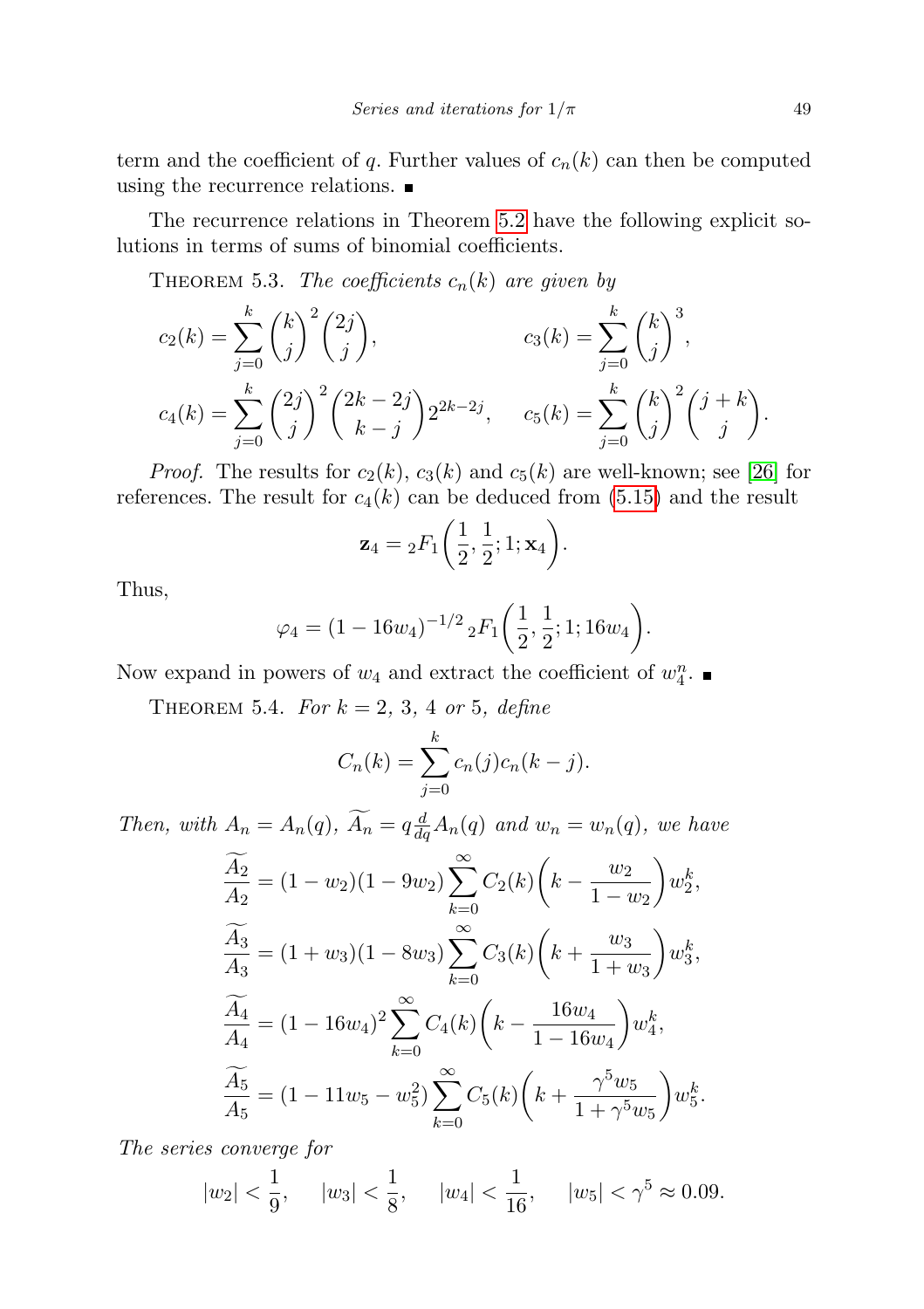term and the coefficient of $q$. Further values of $c_n(k)$ can then be computed using the recurrence relations. ■

The recurrence relations in Theorem 5.2 have the following explicit solutions in terms of sums of binomial coefficients.

THEOREM 5.3. *The coefficients $c_n(k)$ are given by*

$$c_2(k) = \sum_{j=0}^{k} \binom{k}{j}^2 \binom{2j}{j}, \qquad c_3(k) = \sum_{j=0}^{k} \binom{k}{j}^3,$$

$$c_4(k) = \sum_{j=0}^{k} \binom{2j}{j}^2 \binom{2k-2j}{k-j} 2^{2k-2j}, \qquad c_5(k) = \sum_{j=0}^{k} \binom{k}{j}^2 \binom{j+k}{j}.$$

*Proof.* The results for $c_2(k)$, $c_3(k)$ and $c_5(k)$ are well-known; see [26] for references. The result for $c_4(k)$ can be deduced from (5.15) and the result

$$\mathbf{z}_4 = {}_2F_1\biggl(\frac{1}{2}, \frac{1}{2}; 1; \mathbf{x}_4\biggr).$$

Thus,

$$\varphi_4 = (1-16w_4)^{-1/2}\, {}_2F_1\biggl(\frac{1}{2}, \frac{1}{2}; 1; 16w_4\biggr).$$

Now expand in powers of $w_4$ and extract the coefficient of $w_4^n$. ■

THEOREM 5.4. *For $k = 2$, $3$, $4$ or $5$, define*

$$C_n(k) = \sum_{j=0}^{k} c_n(j) c_n(k-j).$$

*Then, with $A_n = A_n(q)$, $\widetilde{A_n} = q\frac{d}{dq}A_n(q)$ and $w_n = w_n(q)$, we have*

$$\frac{\widetilde{A_2}}{A_2} = (1-w_2)(1-9w_2)\sum_{k=0}^{\infty} C_2(k)\biggl(k - \frac{w_2}{1-w_2}\biggr) w_2^k,$$

$$\frac{\widetilde{A_3}}{A_3} = (1+w_3)(1-8w_3)\sum_{k=0}^{\infty} C_3(k)\biggl(k + \frac{w_3}{1+w_3}\biggr) w_3^k,$$

$$\frac{\widetilde{A_4}}{A_4} = (1-16w_4)^2\sum_{k=0}^{\infty} C_4(k)\biggl(k - \frac{16w_4}{1-16w_4}\biggr) w_4^k,$$

$$\frac{\widetilde{A_5}}{A_5} = (1-11w_5-w_5^2)\sum_{k=0}^{\infty} C_5(k)\biggl(k + \frac{\gamma^5 w_5}{1+\gamma^5 w_5}\biggr) w_5^k.$$

*The series converge for*

$$|w_2| < \frac{1}{9}, \quad |w_3| < \frac{1}{8}, \quad |w_4| < \frac{1}{16}, \quad |w_5| < \gamma^5 \approx 0.09.$$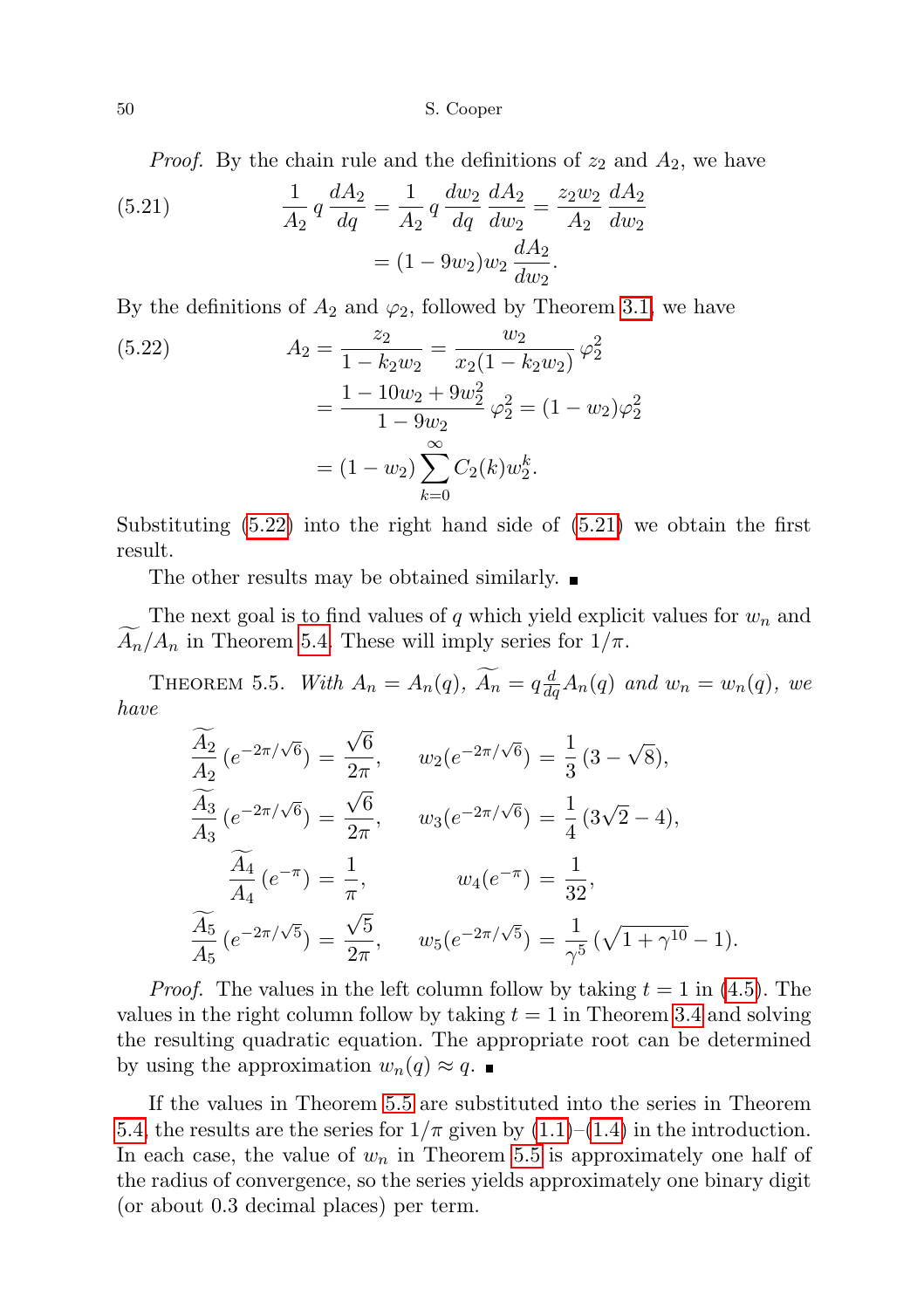*Proof.* By the chain rule and the definitions of $z_2$ and $A_2$, we have

$$
\begin{aligned}
\frac{1}{A_2}\, q\, \frac{dA_2}{dq} &= \frac{1}{A_2}\, q\, \frac{dw_2}{dq}\, \frac{dA_2}{dw_2} = \frac{z_2 w_2}{A_2}\, \frac{dA_2}{dw_2} \\
&= (1-9w_2)w_2\, \frac{dA_2}{dw_2}.
\end{aligned}
\tag{5.21}
$$

By the definitions of $A_2$ and $\varphi_2$, followed by Theorem 3.1, we have

$$
\begin{aligned}
A_2 &= \frac{z_2}{1-k_2w_2} = \frac{w_2}{x_2(1-k_2w_2)}\, \varphi_2^2 \\
&= \frac{1-10w_2+9w_2^2}{1-9w_2}\, \varphi_2^2 = (1-w_2)\varphi_2^2 \\
&= (1-w_2)\sum_{k=0}^{\infty} C_2(k) w_2^k.
\end{aligned}
\tag{5.22}
$$

Substituting (5.22) into the right hand side of (5.21) we obtain the first result.

The other results may be obtained similarly. ∎

The next goal is to find values of $q$ which yield explicit values for $w_n$ and $\widetilde{A_n}/A_n$ in Theorem 5.4. These will imply series for $1/\pi$.

THEOREM 5.5. *With $A_n = A_n(q)$, $\widetilde{A_n} = q\frac{d}{dq}A_n(q)$ and $w_n = w_n(q)$, we have*

$$
\begin{aligned}
\frac{\widetilde{A_2}}{A_2}\,(e^{-2\pi/\sqrt{6}}) &= \frac{\sqrt{6}}{2\pi}, & w_2(e^{-2\pi/\sqrt{6}}) &= \frac{1}{3}\,(3-\sqrt{8}), \\
\frac{\widetilde{A_3}}{A_3}\,(e^{-2\pi/\sqrt{6}}) &= \frac{\sqrt{6}}{2\pi}, & w_3(e^{-2\pi/\sqrt{6}}) &= \frac{1}{4}\,(3\sqrt{2}-4), \\
\frac{\widetilde{A_4}}{A_4}\,(e^{-\pi}) &= \frac{1}{\pi}, & w_4(e^{-\pi}) &= \frac{1}{32}, \\
\frac{\widetilde{A_5}}{A_5}\,(e^{-2\pi/\sqrt{5}}) &= \frac{\sqrt{5}}{2\pi}, & w_5(e^{-2\pi/\sqrt{5}}) &= \frac{1}{\gamma^5}\,(\sqrt{1+\gamma^{10}}-1).
\end{aligned}
$$

*Proof.* The values in the left column follow by taking $t=1$ in (4.5). The values in the right column follow by taking $t=1$ in Theorem 3.4 and solving the resulting quadratic equation. The appropriate root can be determined by using the approximation $w_n(q) \approx q$. ∎

If the values in Theorem 5.5 are substituted into the series in Theorem 5.4, the results are the series for $1/\pi$ given by (1.1)–(1.4) in the introduction. In each case, the value of $w_n$ in Theorem 5.5 is approximately one half of the radius of convergence, so the series yields approximately one binary digit (or about 0.3 decimal places) per term.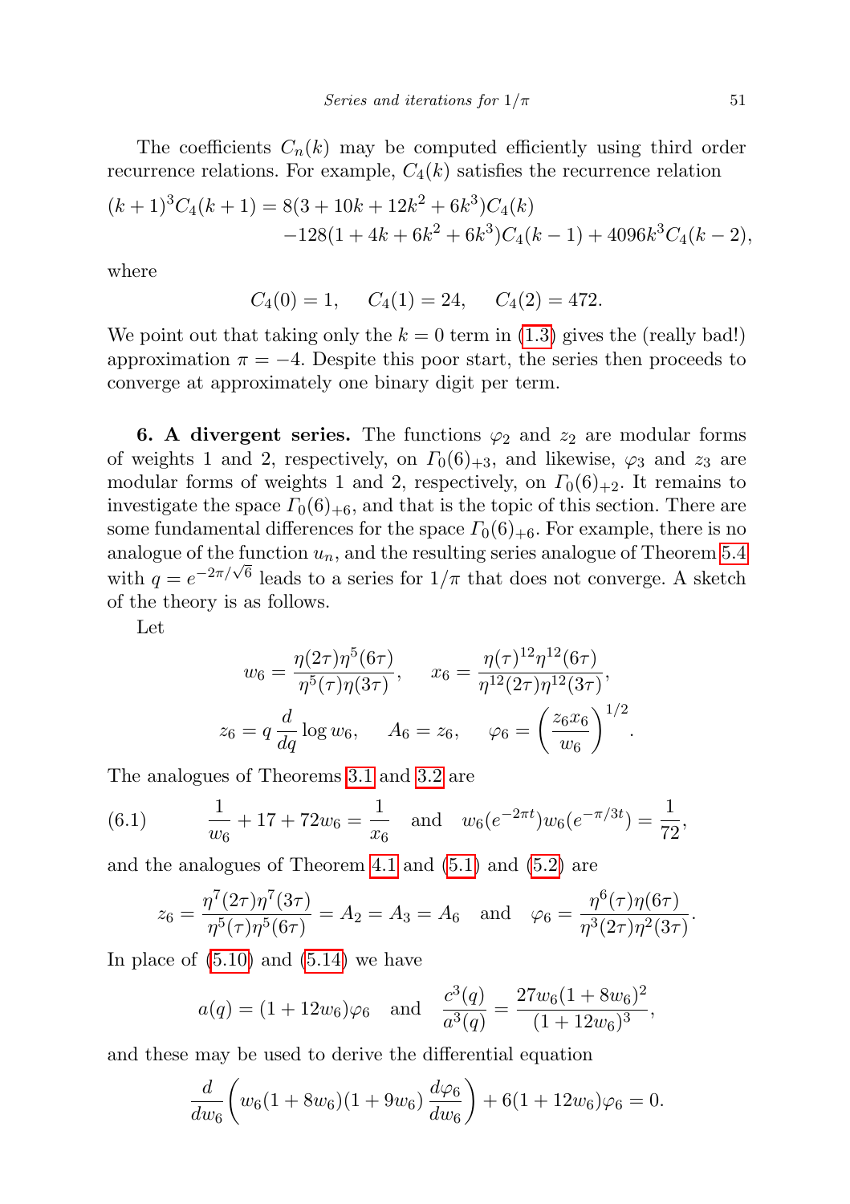The coefficients $C_n(k)$ may be computed efficiently using third order recurrence relations. For example, $C_4(k)$ satisfies the recurrence relation

$$
\begin{aligned}
(k+1)^3 C_4(k+1) = {} & 8(3+10k+12k^2+6k^3)C_4(k) \\
& -128(1+4k+6k^2+6k^3)C_4(k-1) + 4096k^3 C_4(k-2),
\end{aligned}
$$

where

$$
C_4(0)=1, \quad C_4(1)=24, \quad C_4(2)=472.
$$

We point out that taking only the $k=0$ term in (1.3) gives the (really bad!) approximation $\pi = -4$. Despite this poor start, the series then proceeds to converge at approximately one binary digit per term.

**6. A divergent series.** The functions $\varphi_2$ and $z_2$ are modular forms of weights 1 and 2, respectively, on $\Gamma_0(6)_{+3}$, and likewise, $\varphi_3$ and $z_3$ are modular forms of weights 1 and 2, respectively, on $\Gamma_0(6)_{+2}$. It remains to investigate the space $\Gamma_0(6)_{+6}$, and that is the topic of this section. There are some fundamental differences for the space $\Gamma_0(6)_{+6}$. For example, there is no analogue of the function $u_n$, and the resulting series analogue of Theorem 5.4 with $q = e^{-2\pi/\sqrt{6}}$ leads to a series for $1/\pi$ that does not converge. A sketch of the theory is as follows.

Let

$$
w_6 = \frac{\eta(2\tau)\eta^5(6\tau)}{\eta^5(\tau)\eta(3\tau)}, \qquad x_6 = \frac{\eta(\tau)^{12}\eta^{12}(6\tau)}{\eta^{12}(2\tau)\eta^{12}(3\tau)},
$$

$$
z_6 = q\,\frac{d}{dq}\log w_6, \qquad A_6 = z_6, \qquad \varphi_6 = \left(\frac{z_6 x_6}{w_6}\right)^{1/2}.
$$

The analogues of Theorems 3.1 and 3.2 are

$$
\frac{1}{w_6} + 17 + 72w_6 = \frac{1}{x_6} \quad \text{and} \quad w_6(e^{-2\pi t})w_6(e^{-\pi/3t}) = \frac{1}{72}, \tag{6.1}
$$

and the analogues of Theorem 4.1 and (5.1) and (5.2) are

$$
z_6 = \frac{\eta^7(2\tau)\eta^7(3\tau)}{\eta^5(\tau)\eta^5(6\tau)} = A_2 = A_3 = A_6 \quad \text{and} \quad \varphi_6 = \frac{\eta^6(\tau)\eta(6\tau)}{\eta^3(2\tau)\eta^2(3\tau)}.
$$

In place of (5.10) and (5.14) we have

$$
a(q) = (1+12w_6)\varphi_6 \quad \text{and} \quad \frac{c^3(q)}{a^3(q)} = \frac{27w_6(1+8w_6)^2}{(1+12w_6)^3},
$$

and these may be used to derive the differential equation

$$
\frac{d}{dw_6}\left(w_6(1+8w_6)(1+9w_6)\,\frac{d\varphi_6}{dw_6}\right) + 6(1+12w_6)\varphi_6 = 0.
$$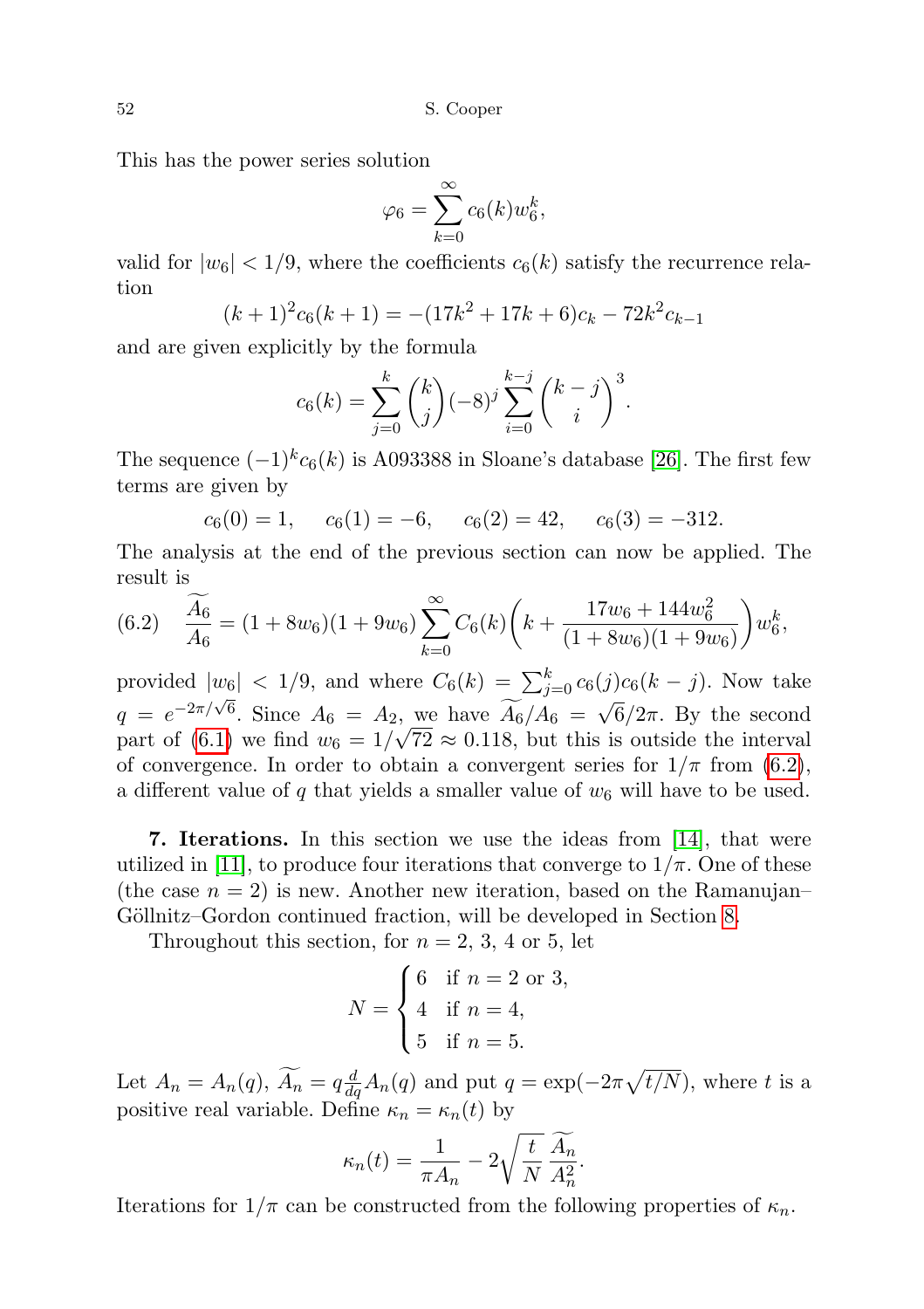This has the power series solution

$$\varphi_6 = \sum_{k=0}^{\infty} c_6(k) w_6^k,$$

valid for $|w_6| < 1/9$, where the coefficients $c_6(k)$ satisfy the recurrence relation

$$(k+1)^2 c_6(k+1) = -(17k^2 + 17k + 6)c_k - 72k^2 c_{k-1}$$

and are given explicitly by the formula

$$c_6(k) = \sum_{j=0}^{k} \binom{k}{j} (-8)^j \sum_{i=0}^{k-j} \binom{k-j}{i}^3.$$

The sequence $(-1)^k c_6(k)$ is A093388 in Sloane's database [26]. The first few terms are given by

$$c_6(0) = 1, \quad c_6(1) = -6, \quad c_6(2) = 42, \quad c_6(3) = -312.$$

The analysis at the end of the previous section can now be applied. The result is

$$(6.2) \quad \frac{\widetilde{A_6}}{A_6} = (1 + 8w_6)(1 + 9w_6) \sum_{k=0}^{\infty} C_6(k) \left( k + \frac{17w_6 + 144w_6^2}{(1 + 8w_6)(1 + 9w_6)} \right) w_6^k,$$

provided $|w_6| < 1/9$, and where $C_6(k) = \sum_{j=0}^{k} c_6(j) c_6(k-j)$. Now take $q = e^{-2\pi/\sqrt{6}}$. Since $A_6 = A_2$, we have $\widetilde{A_6}/A_6 = \sqrt{6}/2\pi$. By the second part of (6.1) we find $w_6 = 1/\sqrt{72} \approx 0.118$, but this is outside the interval of convergence. In order to obtain a convergent series for $1/\pi$ from (6.2), a different value of $q$ that yields a smaller value of $w_6$ will have to be used.

## 7. Iterations.

In this section we use the ideas from [14], that were utilized in [11], to produce four iterations that converge to $1/\pi$. One of these (the case $n = 2$) is new. Another new iteration, based on the Ramanujan–Göllnitz–Gordon continued fraction, will be developed in Section 8.

Throughout this section, for $n = 2$, 3, 4 or 5, let

$$N = \begin{cases} 6 & \text{if } n = 2 \text{ or } 3, \\ 4 & \text{if } n = 4, \\ 5 & \text{if } n = 5. \end{cases}$$

Let $A_n = A_n(q)$, $\widetilde{A_n} = q \frac{d}{dq} A_n(q)$ and put $q = \exp(-2\pi\sqrt{t/N})$, where $t$ is a positive real variable. Define $\kappa_n = \kappa_n(t)$ by

$$\kappa_n(t) = \frac{1}{\pi A_n} - 2\sqrt{\frac{t}{N}} \frac{\widetilde{A_n}}{A_n^2}.$$

Iterations for $1/\pi$ can be constructed from the following properties of $\kappa_n$.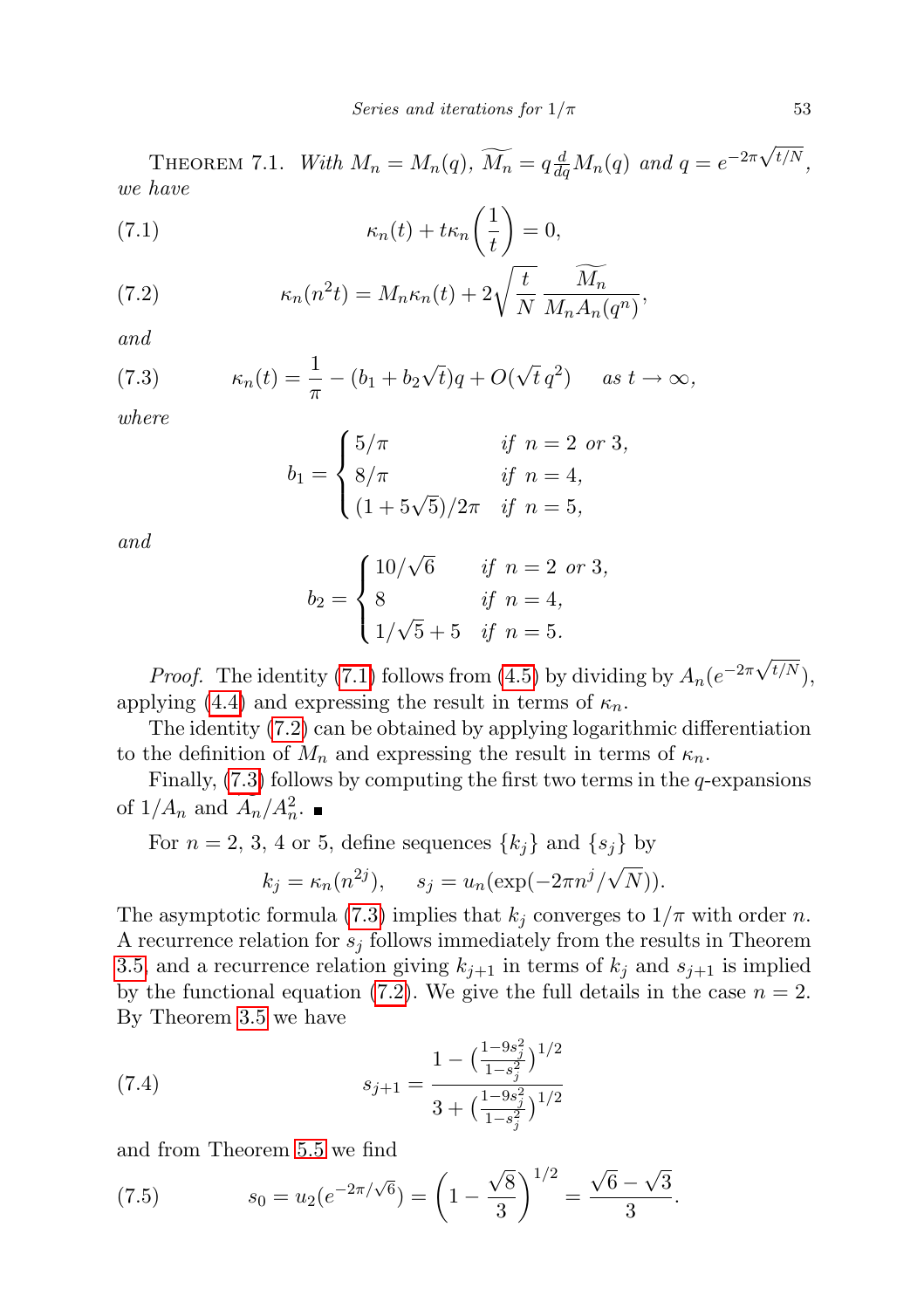THEOREM 7.1. *With $M_n = M_n(q)$, $\widetilde{M_n} = q\frac{d}{dq}M_n(q)$ and $q = e^{-2\pi\sqrt{t/N}}$, we have*

$$\kappa_n(t) + t\kappa_n\left(\frac{1}{t}\right) = 0, \tag{7.1}$$

$$\kappa_n(n^2 t) = M_n\kappa_n(t) + 2\sqrt{\frac{t}{N}}\,\frac{\widetilde{M_n}}{M_n A_n(q^n)}, \tag{7.2}$$

*and*

$$\kappa_n(t) = \frac{1}{\pi} - (b_1 + b_2\sqrt{t})q + O(\sqrt{t}\,q^2) \qquad \textit{as } t \to \infty, \tag{7.3}$$

*where*

$$b_1 = \begin{cases} 5/\pi & \textit{if } n = 2 \textit{ or } 3, \\ 8/\pi & \textit{if } n = 4, \\ (1+5\sqrt{5})/2\pi & \textit{if } n = 5, \end{cases}$$

*and*

$$b_2 = \begin{cases} 10/\sqrt{6} & \textit{if } n = 2 \textit{ or } 3, \\ 8 & \textit{if } n = 4, \\ 1/\sqrt{5} + 5 & \textit{if } n = 5. \end{cases}$$

*Proof.* The identity (7.1) follows from (4.5) by dividing by $A_n(e^{-2\pi\sqrt{t/N}})$, applying (4.4) and expressing the result in terms of $\kappa_n$.

The identity (7.2) can be obtained by applying logarithmic differentiation to the definition of $M_n$ and expressing the result in terms of $\kappa_n$.

Finally, (7.3) follows by computing the first two terms in the $q$-expansions of $1/A_n$ and $A_n/A_n^2$. ∎

For $n = 2$, 3, 4 or 5, define sequences $\{k_j\}$ and $\{s_j\}$ by

$$k_j = \kappa_n(n^{2j}), \qquad s_j = u_n(\exp(-2\pi n^j/\sqrt{N})).$$

The asymptotic formula (7.3) implies that $k_j$ converges to $1/\pi$ with order $n$. A recurrence relation for $s_j$ follows immediately from the results in Theorem 3.5, and a recurrence relation giving $k_{j+1}$ in terms of $k_j$ and $s_{j+1}$ is implied by the functional equation (7.2). We give the full details in the case $n = 2$. By Theorem 3.5 we have

$$s_{j+1} = \frac{1 - \left(\frac{1-9s_j^2}{1-s_j^2}\right)^{1/2}}{3 + \left(\frac{1-9s_j^2}{1-s_j^2}\right)^{1/2}} \tag{7.4}$$

and from Theorem 5.5 we find

$$s_0 = u_2(e^{-2\pi/\sqrt{6}}) = \left(1 - \frac{\sqrt{8}}{3}\right)^{1/2} = \frac{\sqrt{6}-\sqrt{3}}{3}. \tag{7.5}$$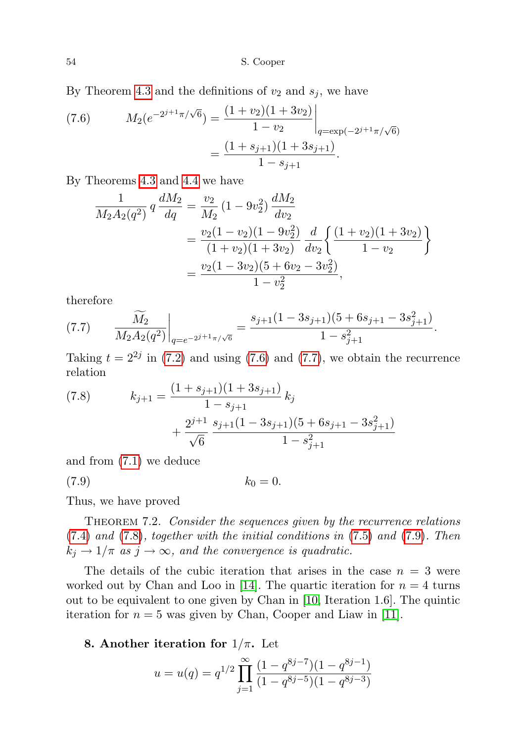By Theorem 4.3 and the definitions of $v_2$ and $s_j$, we have

$$
\text{(7.6)} \qquad M_2(e^{-2^{j+1}\pi/\sqrt{6}}) = \frac{(1+v_2)(1+3v_2)}{1-v_2}\bigg|_{q=\exp(-2^{j+1}\pi/\sqrt{6})} = \frac{(1+s_{j+1})(1+3s_{j+1})}{1-s_{j+1}}.
$$

By Theorems 4.3 and 4.4 we have

$$
\begin{aligned}
\frac{1}{M_2 A_2(q^2)}\, q\,\frac{dM_2}{dq} &= \frac{v_2}{M_2}\,(1-9v_2^2)\,\frac{dM_2}{dv_2} \\
&= \frac{v_2(1-v_2)(1-9v_2^2)}{(1+v_2)(1+3v_2)}\,\frac{d}{dv_2}\left\{\frac{(1+v_2)(1+3v_2)}{1-v_2}\right\} \\
&= \frac{v_2(1-3v_2)(5+6v_2-3v_2^2)}{1-v_2^2},
\end{aligned}
$$

therefore

$$
\text{(7.7)} \qquad \frac{\widetilde{M_2}}{M_2 A_2(q^2)}\bigg|_{q=e^{-2^{j+1}\pi/\sqrt{6}}} = \frac{s_{j+1}(1-3s_{j+1})(5+6s_{j+1}-3s_{j+1}^2)}{1-s_{j+1}^2}.
$$

Taking $t = 2^{2j}$ in (7.2) and using (7.6) and (7.7), we obtain the recurrence relation

$$
\text{(7.8)} \qquad k_{j+1} = \frac{(1+s_{j+1})(1+3s_{j+1})}{1-s_{j+1}}\,k_j + \frac{2^{j+1}}{\sqrt{6}}\,\frac{s_{j+1}(1-3s_{j+1})(5+6s_{j+1}-3s_{j+1}^2)}{1-s_{j+1}^2}
$$

and from (7.1) we deduce

$$
\text{(7.9)} \qquad k_0 = 0.
$$

Thus, we have proved

Theorem 7.2. *Consider the sequences given by the recurrence relations (7.4) and (7.8), together with the initial conditions in (7.5) and (7.9). Then $k_j \to 1/\pi$ as $j \to \infty$, and the convergence is quadratic.*

The details of the cubic iteration that arises in the case $n = 3$ were worked out by Chan and Loo in [14]. The quartic iteration for $n = 4$ turns out to be equivalent to one given by Chan in [10, Iteration 1.6]. The quintic iteration for $n = 5$ was given by Chan, Cooper and Liaw in [11].

## 8. Another iteration for $1/\pi$.

Let

$$
u = u(q) = q^{1/2}\prod_{j=1}^{\infty}\frac{(1-q^{8j-7})(1-q^{8j-1})}{(1-q^{8j-5})(1-q^{8j-3})}
$$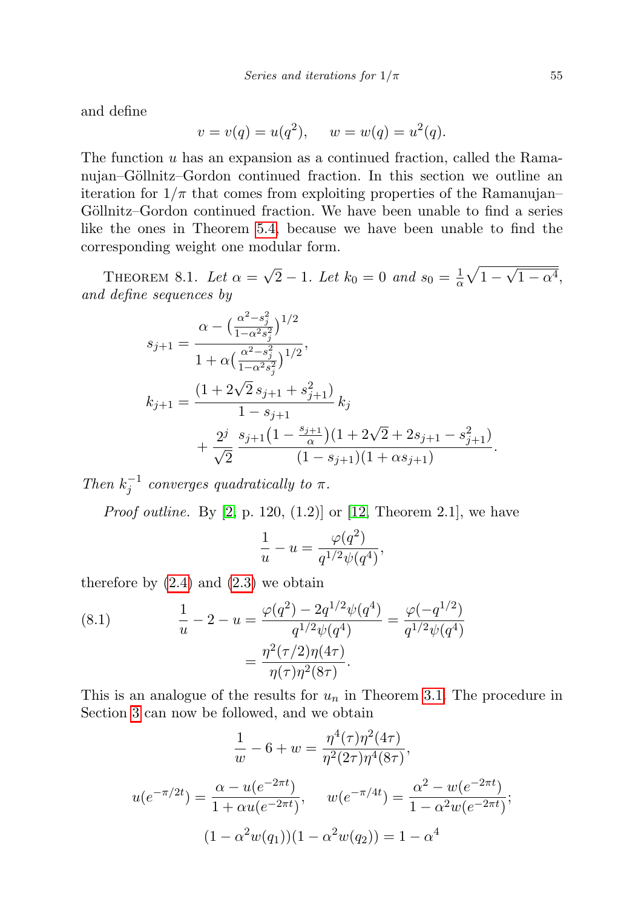and define

$$v = v(q) = u(q^2), \quad w = w(q) = u^2(q).$$

The function $u$ has an expansion as a continued fraction, called the Ramanujan–Göllnitz–Gordon continued fraction. In this section we outline an iteration for $1/\pi$ that comes from exploiting properties of the Ramanujan–Göllnitz–Gordon continued fraction. We have been unable to find a series like the ones in Theorem 5.4, because we have been unable to find the corresponding weight one modular form.

Theorem 8.1. *Let* $\alpha = \sqrt{2} - 1$. *Let* $k_0 = 0$ *and* $s_0 = \frac{1}{\alpha}\sqrt{1 - \sqrt{1 - \alpha^4}}$, *and define sequences by*

$$s_{j+1} = \frac{\alpha - \left(\frac{\alpha^2 - s_j^2}{1 - \alpha^2 s_j^2}\right)^{1/2}}{1 + \alpha\left(\frac{\alpha^2 - s_j^2}{1 - \alpha^2 s_j^2}\right)^{1/2}},$$

$$k_{j+1} = \frac{(1 + 2\sqrt{2}\, s_{j+1} + s_{j+1}^2)}{1 - s_{j+1}}\, k_j + \frac{2^j}{\sqrt{2}}\, \frac{s_{j+1}\left(1 - \frac{s_{j+1}}{\alpha}\right)(1 + 2\sqrt{2} + 2s_{j+1} - s_{j+1}^2)}{(1 - s_{j+1})(1 + \alpha s_{j+1})}.$$

*Then* $k_j^{-1}$ *converges quadratically to* $\pi$.

*Proof outline.* By [2, p. 120, (1.2)] or [12, Theorem 2.1], we have

$$\frac{1}{u} - u = \frac{\varphi(q^2)}{q^{1/2}\psi(q^4)},$$

therefore by (2.4) and (2.3) we obtain

$$\frac{1}{u} - 2 - u = \frac{\varphi(q^2) - 2q^{1/2}\psi(q^4)}{q^{1/2}\psi(q^4)} = \frac{\varphi(-q^{1/2})}{q^{1/2}\psi(q^4)} = \frac{\eta^2(\tau/2)\eta(4\tau)}{\eta(\tau)\eta^2(8\tau)}. \tag{8.1}$$

This is an analogue of the results for $u_n$ in Theorem 3.1. The procedure in Section 3 can now be followed, and we obtain

$$\frac{1}{w} - 6 + w = \frac{\eta^4(\tau)\eta^2(4\tau)}{\eta^2(2\tau)\eta^4(8\tau)},$$

$$u(e^{-\pi/2t}) = \frac{\alpha - u(e^{-2\pi t})}{1 + \alpha u(e^{-2\pi t})}, \quad w(e^{-\pi/4t}) = \frac{\alpha^2 - w(e^{-2\pi t})}{1 - \alpha^2 w(e^{-2\pi t})};$$

$$(1 - \alpha^2 w(q_1))(1 - \alpha^2 w(q_2)) = 1 - \alpha^4$$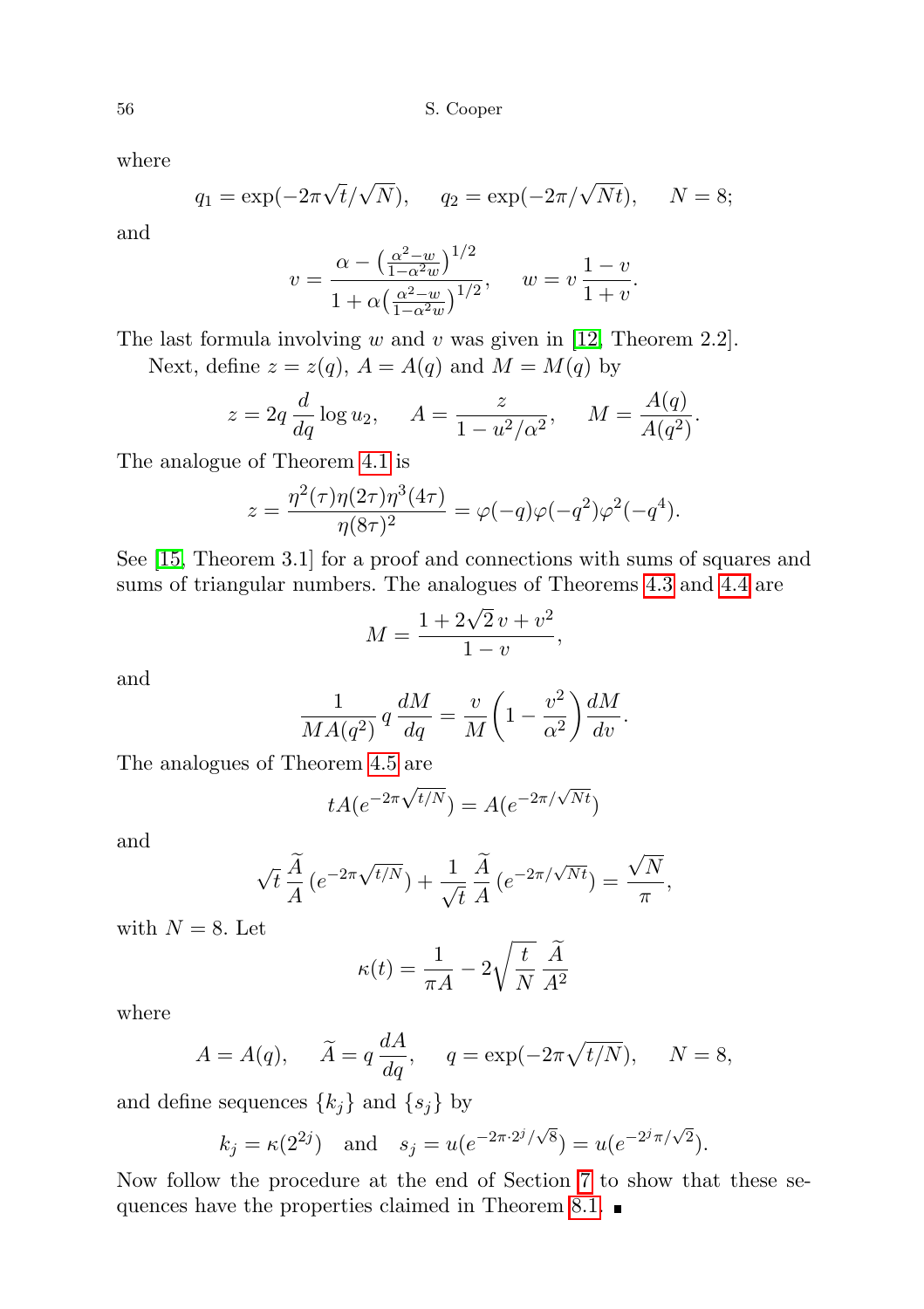where

$$q_1 = \exp(-2\pi\sqrt{t}/\sqrt{N}), \qquad q_2 = \exp(-2\pi/\sqrt{Nt}), \qquad N = 8;$$

and

$$v = \frac{\alpha - \left(\frac{\alpha^2 - w}{1-\alpha^2 w}\right)^{1/2}}{1 + \alpha\left(\frac{\alpha^2 - w}{1-\alpha^2 w}\right)^{1/2}}, \qquad w = v\,\frac{1-v}{1+v}.$$

The last formula involving $w$ and $v$ was given in [12, Theorem 2.2].

Next, define $z = z(q)$, $A = A(q)$ and $M = M(q)$ by

$$z = 2q\,\frac{d}{dq}\log u_2, \qquad A = \frac{z}{1 - u^2/\alpha^2}, \qquad M = \frac{A(q)}{A(q^2)}.$$

The analogue of Theorem 4.1 is

$$z = \frac{\eta^2(\tau)\eta(2\tau)\eta^3(4\tau)}{\eta(8\tau)^2} = \varphi(-q)\varphi(-q^2)\varphi^2(-q^4).$$

See [15, Theorem 3.1] for a proof and connections with sums of squares and sums of triangular numbers. The analogues of Theorems 4.3 and 4.4 are

$$M = \frac{1 + 2\sqrt{2}\,v + v^2}{1 - v},$$

and

$$\frac{1}{MA(q^2)}\,q\,\frac{dM}{dq} = \frac{v}{M}\left(1 - \frac{v^2}{\alpha^2}\right)\frac{dM}{dv}.$$

The analogues of Theorem 4.5 are

$$tA(e^{-2\pi\sqrt{t/N}}) = A(e^{-2\pi/\sqrt{Nt}})$$

and

$$\sqrt{t}\,\frac{\widetilde{A}}{A}\,(e^{-2\pi\sqrt{t/N}}) + \frac{1}{\sqrt{t}}\,\frac{\widetilde{A}}{A}\,(e^{-2\pi/\sqrt{Nt}}) = \frac{\sqrt{N}}{\pi},$$

with $N = 8$. Let

$$\kappa(t) = \frac{1}{\pi A} - 2\sqrt{\frac{t}{N}}\,\frac{\widetilde{A}}{A^2}$$

where

$$A = A(q), \qquad \widetilde{A} = q\,\frac{dA}{dq}, \qquad q = \exp(-2\pi\sqrt{t/N}), \qquad N = 8,$$

and define sequences $\{k_j\}$ and $\{s_j\}$ by

$$k_j = \kappa(2^{2j}) \quad \text{and} \quad s_j = u(e^{-2\pi\cdot 2^j/\sqrt{8}}) = u(e^{-2^j\pi/\sqrt{2}}).$$

Now follow the procedure at the end of Section 7 to show that these sequences have the properties claimed in Theorem 8.1. ∎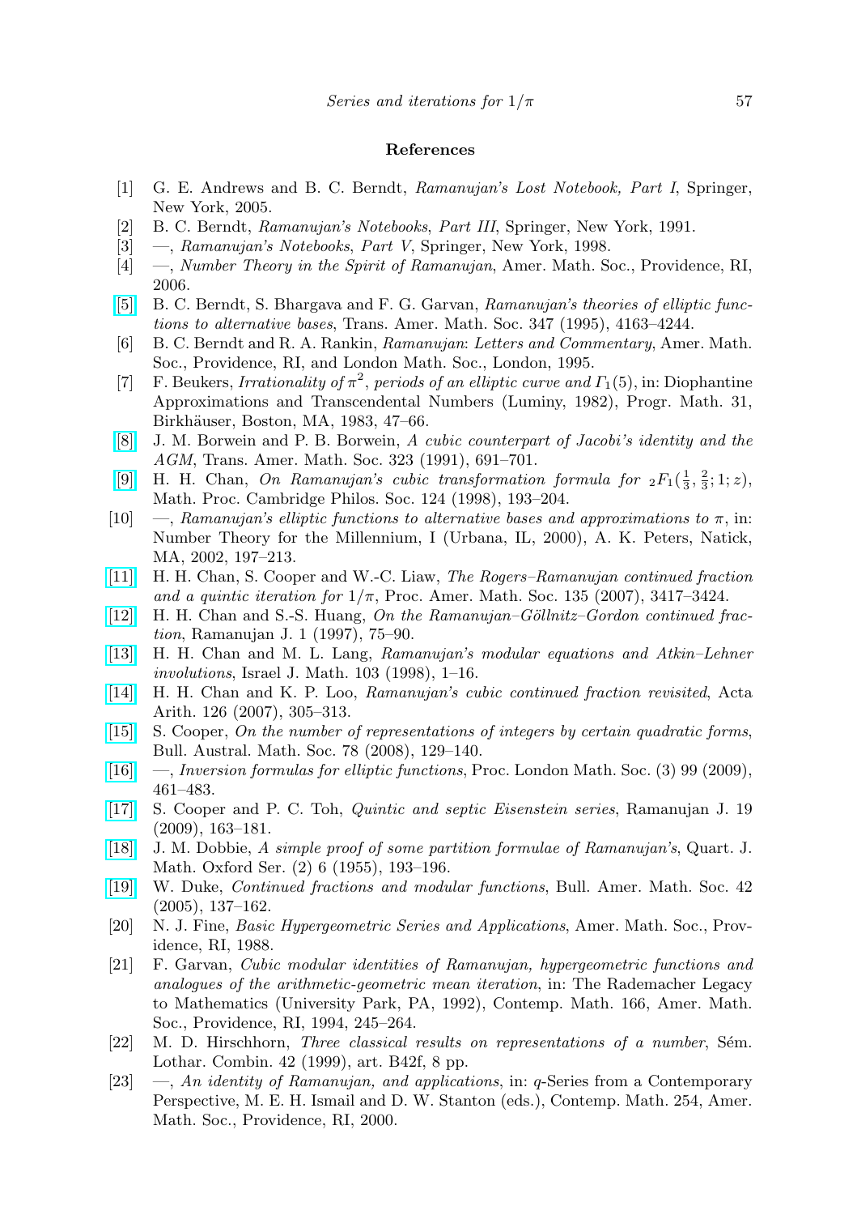## References

[1] G. E. Andrews and B. C. Berndt, *Ramanujan's Lost Notebook, Part I*, Springer, New York, 2005.

[2] B. C. Berndt, *Ramanujan's Notebooks*, *Part III*, Springer, New York, 1991.

[3] —, *Ramanujan's Notebooks*, *Part V*, Springer, New York, 1998.

[4] —, *Number Theory in the Spirit of Ramanujan*, Amer. Math. Soc., Providence, RI, 2006.

[5] B. C. Berndt, S. Bhargava and F. G. Garvan, *Ramanujan's theories of elliptic functions to alternative bases*, Trans. Amer. Math. Soc. 347 (1995), 4163–4244.

[6] B. C. Berndt and R. A. Rankin, *Ramanujan*: *Letters and Commentary*, Amer. Math. Soc., Providence, RI, and London Math. Soc., London, 1995.

[7] F. Beukers, *Irrationality of $\pi^2$, periods of an elliptic curve and $\Gamma_1(5)$*, in: Diophantine Approximations and Transcendental Numbers (Luminy, 1982), Progr. Math. 31, Birkhäuser, Boston, MA, 1983, 47–66.

[8] J. M. Borwein and P. B. Borwein, *A cubic counterpart of Jacobi's identity and the AGM*, Trans. Amer. Math. Soc. 323 (1991), 691–701.

[9] H. H. Chan, *On Ramanujan's cubic transformation formula for ${}_2F_1(\frac{1}{3}, \frac{2}{3}; 1; z)$*, Math. Proc. Cambridge Philos. Soc. 124 (1998), 193–204.

[10] —, *Ramanujan's elliptic functions to alternative bases and approximations to $\pi$*, in: Number Theory for the Millennium, I (Urbana, IL, 2000), A. K. Peters, Natick, MA, 2002, 197–213.

[11] H. H. Chan, S. Cooper and W.-C. Liaw, *The Rogers–Ramanujan continued fraction and a quintic iteration for $1/\pi$*, Proc. Amer. Math. Soc. 135 (2007), 3417–3424.

[12] H. H. Chan and S.-S. Huang, *On the Ramanujan–Göllnitz–Gordon continued fraction*, Ramanujan J. 1 (1997), 75–90.

[13] H. H. Chan and M. L. Lang, *Ramanujan's modular equations and Atkin–Lehner involutions*, Israel J. Math. 103 (1998), 1–16.

[14] H. H. Chan and K. P. Loo, *Ramanujan's cubic continued fraction revisited*, Acta Arith. 126 (2007), 305–313.

[15] S. Cooper, *On the number of representations of integers by certain quadratic forms*, Bull. Austral. Math. Soc. 78 (2008), 129–140.

[16] —, *Inversion formulas for elliptic functions*, Proc. London Math. Soc. (3) 99 (2009), 461–483.

[17] S. Cooper and P. C. Toh, *Quintic and septic Eisenstein series*, Ramanujan J. 19 (2009), 163–181.

[18] J. M. Dobbie, *A simple proof of some partition formulae of Ramanujan's*, Quart. J. Math. Oxford Ser. (2) 6 (1955), 193–196.

[19] W. Duke, *Continued fractions and modular functions*, Bull. Amer. Math. Soc. 42 (2005), 137–162.

[20] N. J. Fine, *Basic Hypergeometric Series and Applications*, Amer. Math. Soc., Providence, RI, 1988.

[21] F. Garvan, *Cubic modular identities of Ramanujan, hypergeometric functions and analogues of the arithmetic-geometric mean iteration*, in: The Rademacher Legacy to Mathematics (University Park, PA, 1992), Contemp. Math. 166, Amer. Math. Soc., Providence, RI, 1994, 245–264.

[22] M. D. Hirschhorn, *Three classical results on representations of a number*, Sém. Lothar. Combin. 42 (1999), art. B42f, 8 pp.

[23] —, *An identity of Ramanujan, and applications*, in: *q*-Series from a Contemporary Perspective, M. E. H. Ismail and D. W. Stanton (eds.), Contemp. Math. 254, Amer. Math. Soc., Providence, RI, 2000.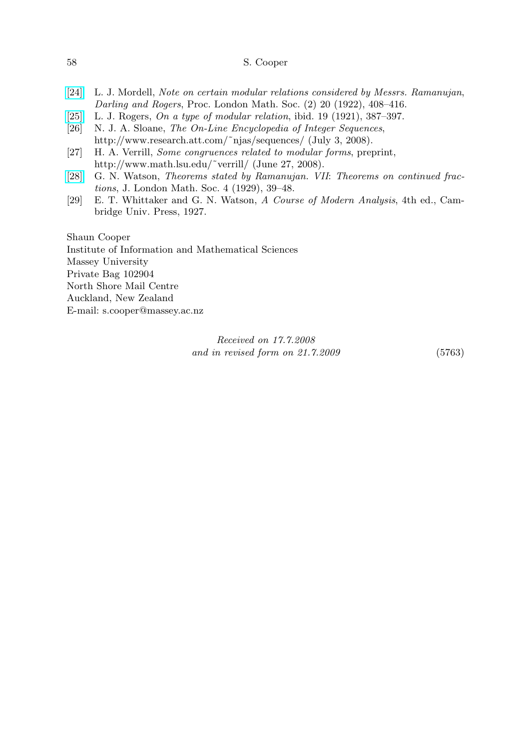[24] L. J. Mordell, *Note on certain modular relations considered by Messrs. Ramanujan, Darling and Rogers*, Proc. London Math. Soc. (2) 20 (1922), 408–416.

[25] L. J. Rogers, *On a type of modular relation*, ibid. 19 (1921), 387–397.

[26] N. J. A. Sloane, *The On-Line Encyclopedia of Integer Sequences*, http://www.research.att.com/~njas/sequences/ (July 3, 2008).

[27] H. A. Verrill, *Some congruences related to modular forms*, preprint, http://www.math.lsu.edu/~verrill/ (June 27, 2008).

[28] G. N. Watson, *Theorems stated by Ramanujan. VII: Theorems on continued fractions*, J. London Math. Soc. 4 (1929), 39–48.

[29] E. T. Whittaker and G. N. Watson, *A Course of Modern Analysis*, 4th ed., Cambridge Univ. Press, 1927.

Shaun Cooper
Institute of Information and Mathematical Sciences
Massey University
Private Bag 102904
North Shore Mail Centre
Auckland, New Zealand
E-mail: s.cooper@massey.ac.nz

*Received on 17.7.2008*
*and in revised form on 21.7.2009* (5763)